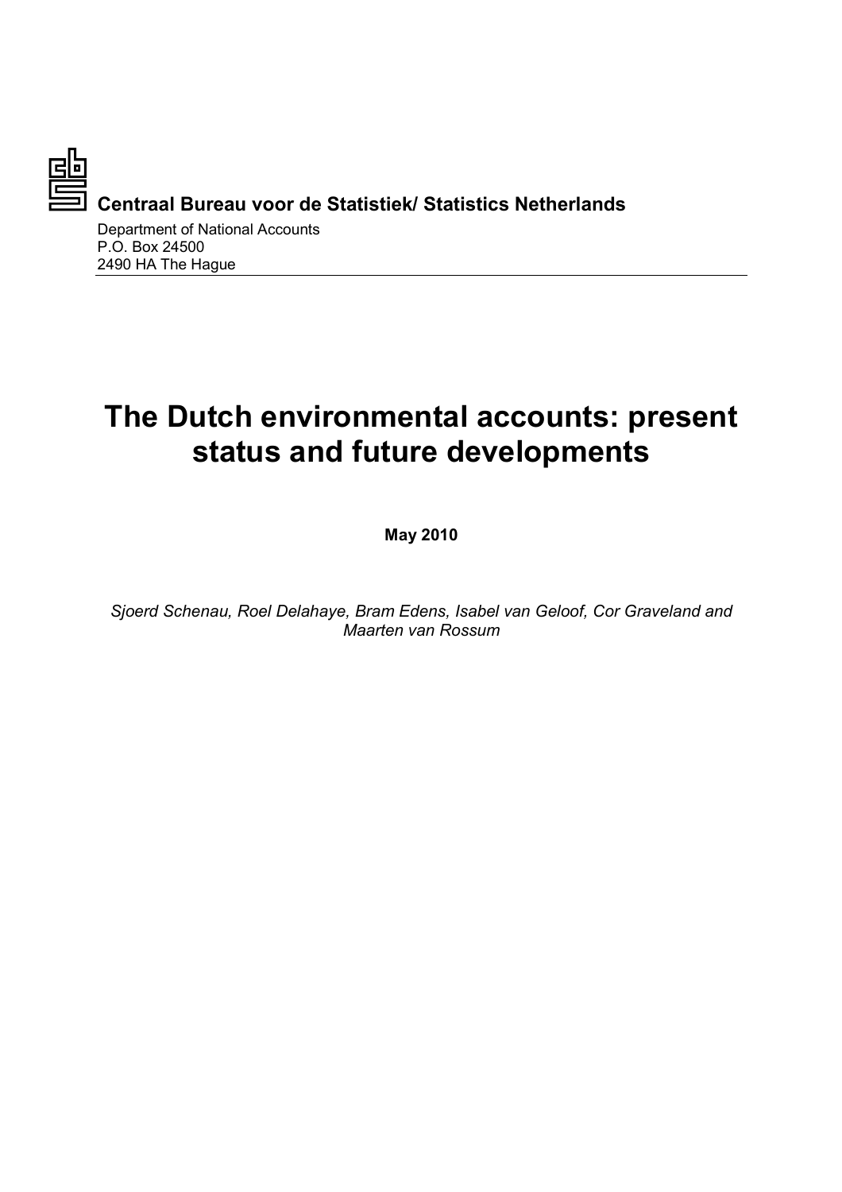**Centraal Bureau voor de Statistiek/ Statistics Netherlands**

Department of National Accounts
P.O. Box 24500
2490 HA The Hague

---

# The Dutch environmental accounts: present status and future developments

**May 2010**

*Sjoerd Schenau, Roel Delahaye, Bram Edens, Isabel van Geloof, Cor Graveland and Maarten van Rossum*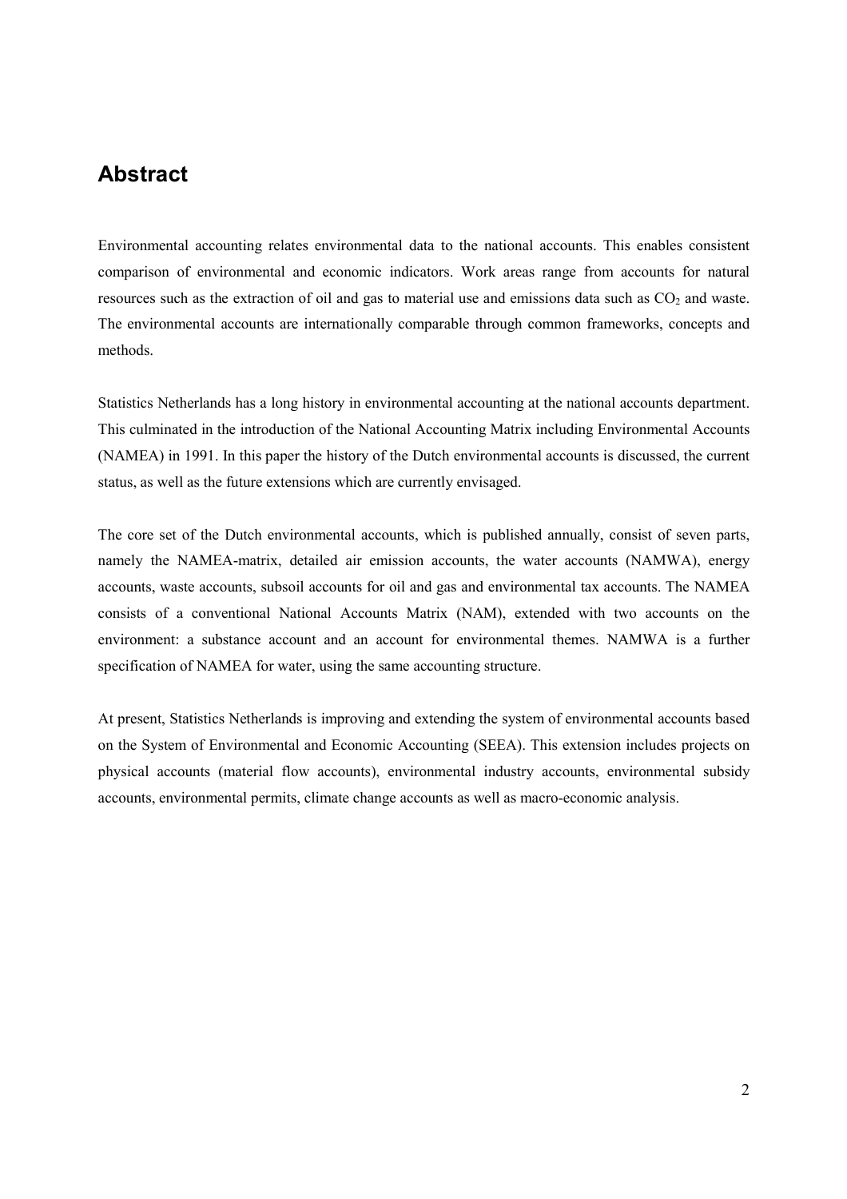## Abstract

Environmental accounting relates environmental data to the national accounts. This enables consistent comparison of environmental and economic indicators. Work areas range from accounts for natural resources such as the extraction of oil and gas to material use and emissions data such as $CO_2$ and waste. The environmental accounts are internationally comparable through common frameworks, concepts and methods.

Statistics Netherlands has a long history in environmental accounting at the national accounts department. This culminated in the introduction of the National Accounting Matrix including Environmental Accounts (NAMEA) in 1991. In this paper the history of the Dutch environmental accounts is discussed, the current status, as well as the future extensions which are currently envisaged.

The core set of the Dutch environmental accounts, which is published annually, consist of seven parts, namely the NAMEA-matrix, detailed air emission accounts, the water accounts (NAMWA), energy accounts, waste accounts, subsoil accounts for oil and gas and environmental tax accounts. The NAMEA consists of a conventional National Accounts Matrix (NAM), extended with two accounts on the environment: a substance account and an account for environmental themes. NAMWA is a further specification of NAMEA for water, using the same accounting structure.

At present, Statistics Netherlands is improving and extending the system of environmental accounts based on the System of Environmental and Economic Accounting (SEEA). This extension includes projects on physical accounts (material flow accounts), environmental industry accounts, environmental subsidy accounts, environmental permits, climate change accounts as well as macro-economic analysis.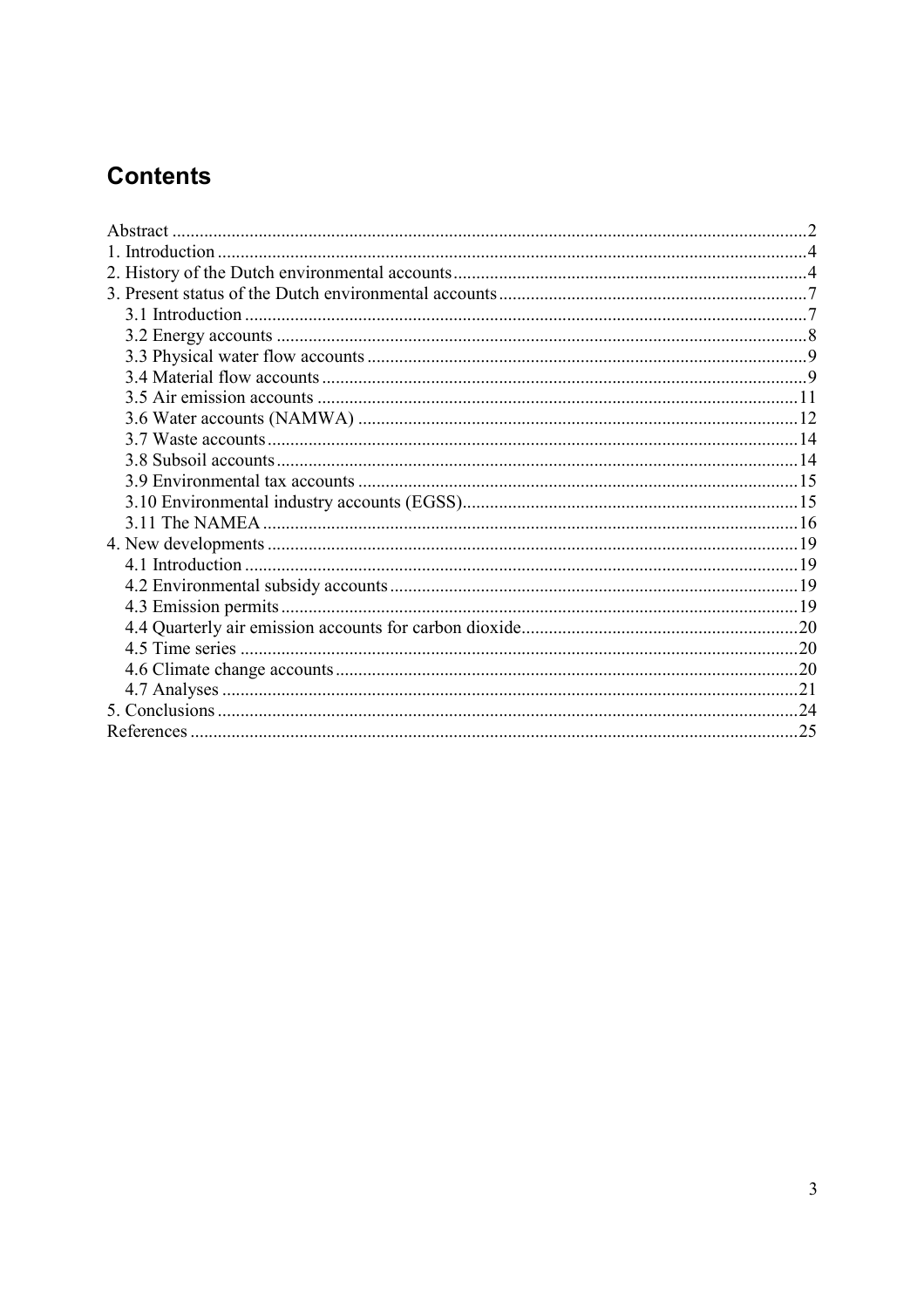# Contents

Abstract ..........2
1. Introduction ..........4
2. History of the Dutch environmental accounts ..........4
3. Present status of the Dutch environmental accounts ..........7
   3.1 Introduction ..........7
   3.2 Energy accounts ..........8
   3.3 Physical water flow accounts ..........9
   3.4 Material flow accounts ..........9
   3.5 Air emission accounts ..........11
   3.6 Water accounts (NAMWA) ..........12
   3.7 Waste accounts ..........14
   3.8 Subsoil accounts ..........14
   3.9 Environmental tax accounts ..........15
   3.10 Environmental industry accounts (EGSS) ..........15
   3.11 The NAMEA ..........16
4. New developments ..........19
   4.1 Introduction ..........19
   4.2 Environmental subsidy accounts ..........19
   4.3 Emission permits ..........19
   4.4 Quarterly air emission accounts for carbon dioxide ..........20
   4.5 Time series ..........20
   4.6 Climate change accounts ..........20
   4.7 Analyses ..........21
5. Conclusions ..........24
References ..........25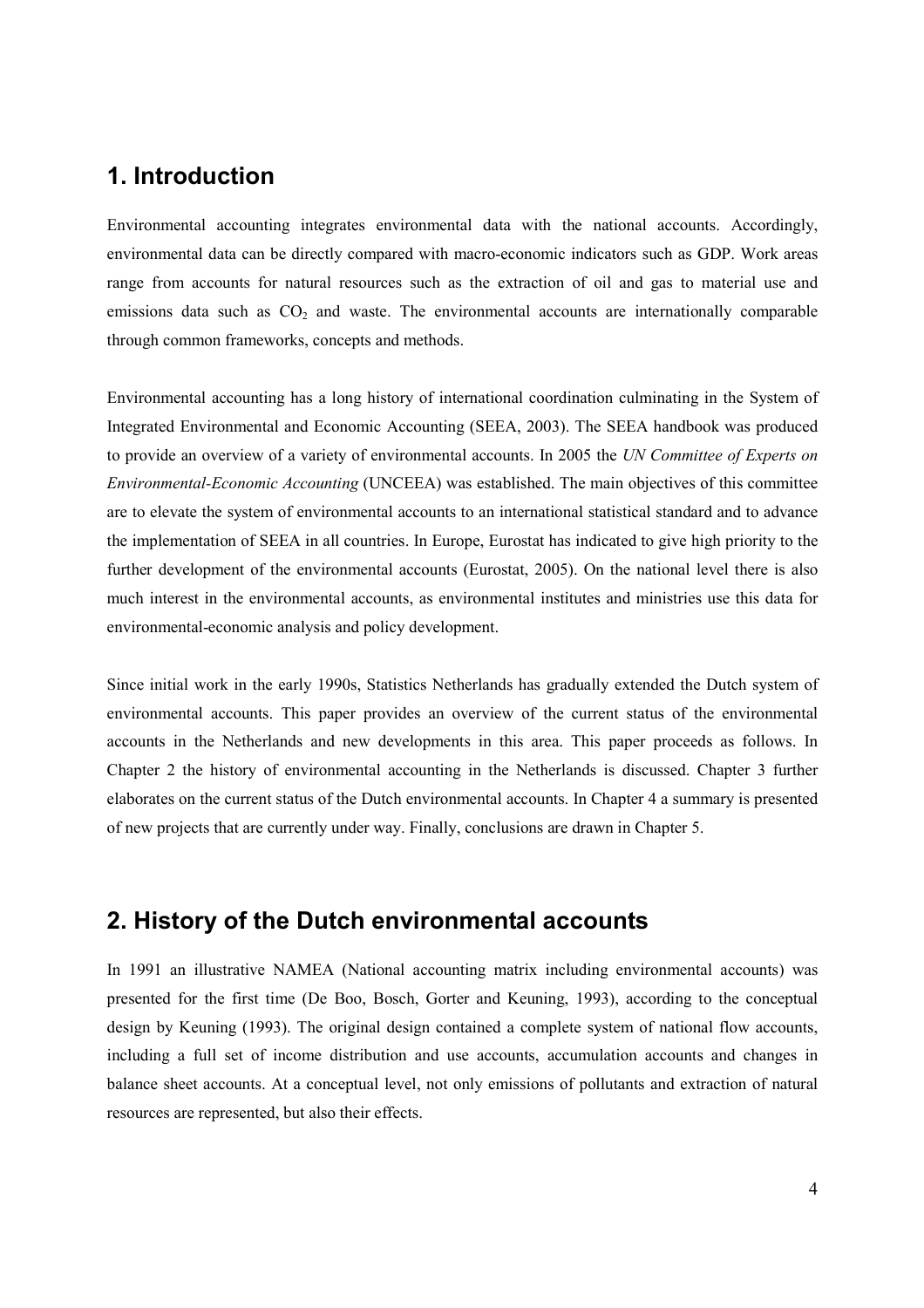# 1. Introduction

Environmental accounting integrates environmental data with the national accounts. Accordingly, environmental data can be directly compared with macro-economic indicators such as GDP. Work areas range from accounts for natural resources such as the extraction of oil and gas to material use and emissions data such as $CO_2$ and waste. The environmental accounts are internationally comparable through common frameworks, concepts and methods.

Environmental accounting has a long history of international coordination culminating in the System of Integrated Environmental and Economic Accounting (SEEA, 2003). The SEEA handbook was produced to provide an overview of a variety of environmental accounts. In 2005 the *UN Committee of Experts on Environmental-Economic Accounting* (UNCEEA) was established. The main objectives of this committee are to elevate the system of environmental accounts to an international statistical standard and to advance the implementation of SEEA in all countries. In Europe, Eurostat has indicated to give high priority to the further development of the environmental accounts (Eurostat, 2005). On the national level there is also much interest in the environmental accounts, as environmental institutes and ministries use this data for environmental-economic analysis and policy development.

Since initial work in the early 1990s, Statistics Netherlands has gradually extended the Dutch system of environmental accounts. This paper provides an overview of the current status of the environmental accounts in the Netherlands and new developments in this area. This paper proceeds as follows. In Chapter 2 the history of environmental accounting in the Netherlands is discussed. Chapter 3 further elaborates on the current status of the Dutch environmental accounts. In Chapter 4 a summary is presented of new projects that are currently under way. Finally, conclusions are drawn in Chapter 5.

# 2. History of the Dutch environmental accounts

In 1991 an illustrative NAMEA (National accounting matrix including environmental accounts) was presented for the first time (De Boo, Bosch, Gorter and Keuning, 1993), according to the conceptual design by Keuning (1993). The original design contained a complete system of national flow accounts, including a full set of income distribution and use accounts, accumulation accounts and changes in balance sheet accounts. At a conceptual level, not only emissions of pollutants and extraction of natural resources are represented, but also their effects.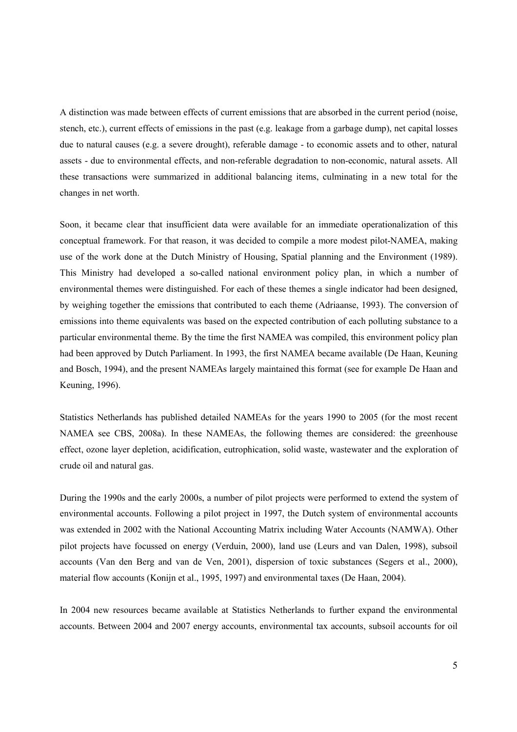A distinction was made between effects of current emissions that are absorbed in the current period (noise, stench, etc.), current effects of emissions in the past (e.g. leakage from a garbage dump), net capital losses due to natural causes (e.g. a severe drought), referable damage - to economic assets and to other, natural assets - due to environmental effects, and non-referable degradation to non-economic, natural assets. All these transactions were summarized in additional balancing items, culminating in a new total for the changes in net worth.

Soon, it became clear that insufficient data were available for an immediate operationalization of this conceptual framework. For that reason, it was decided to compile a more modest pilot-NAMEA, making use of the work done at the Dutch Ministry of Housing, Spatial planning and the Environment (1989). This Ministry had developed a so-called national environment policy plan, in which a number of environmental themes were distinguished. For each of these themes a single indicator had been designed, by weighing together the emissions that contributed to each theme (Adriaanse, 1993). The conversion of emissions into theme equivalents was based on the expected contribution of each polluting substance to a particular environmental theme. By the time the first NAMEA was compiled, this environment policy plan had been approved by Dutch Parliament. In 1993, the first NAMEA became available (De Haan, Keuning and Bosch, 1994), and the present NAMEAs largely maintained this format (see for example De Haan and Keuning, 1996).

Statistics Netherlands has published detailed NAMEAs for the years 1990 to 2005 (for the most recent NAMEA see CBS, 2008a). In these NAMEAs, the following themes are considered: the greenhouse effect, ozone layer depletion, acidification, eutrophication, solid waste, wastewater and the exploration of crude oil and natural gas.

During the 1990s and the early 2000s, a number of pilot projects were performed to extend the system of environmental accounts. Following a pilot project in 1997, the Dutch system of environmental accounts was extended in 2002 with the National Accounting Matrix including Water Accounts (NAMWA). Other pilot projects have focussed on energy (Verduin, 2000), land use (Leurs and van Dalen, 1998), subsoil accounts (Van den Berg and van de Ven, 2001), dispersion of toxic substances (Segers et al., 2000), material flow accounts (Konijn et al., 1995, 1997) and environmental taxes (De Haan, 2004).

In 2004 new resources became available at Statistics Netherlands to further expand the environmental accounts. Between 2004 and 2007 energy accounts, environmental tax accounts, subsoil accounts for oil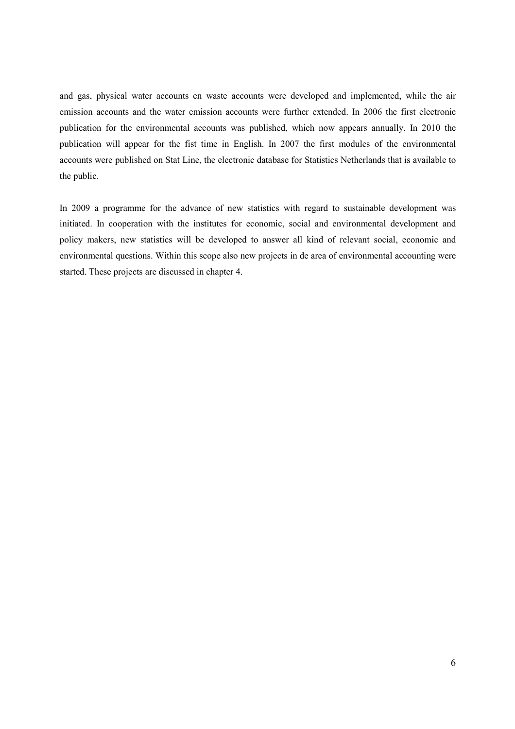and gas, physical water accounts en waste accounts were developed and implemented, while the air emission accounts and the water emission accounts were further extended. In 2006 the first electronic publication for the environmental accounts was published, which now appears annually. In 2010 the publication will appear for the fist time in English. In 2007 the first modules of the environmental accounts were published on Stat Line, the electronic database for Statistics Netherlands that is available to the public.

In 2009 a programme for the advance of new statistics with regard to sustainable development was initiated. In cooperation with the institutes for economic, social and environmental development and policy makers, new statistics will be developed to answer all kind of relevant social, economic and environmental questions. Within this scope also new projects in de area of environmental accounting were started. These projects are discussed in chapter 4.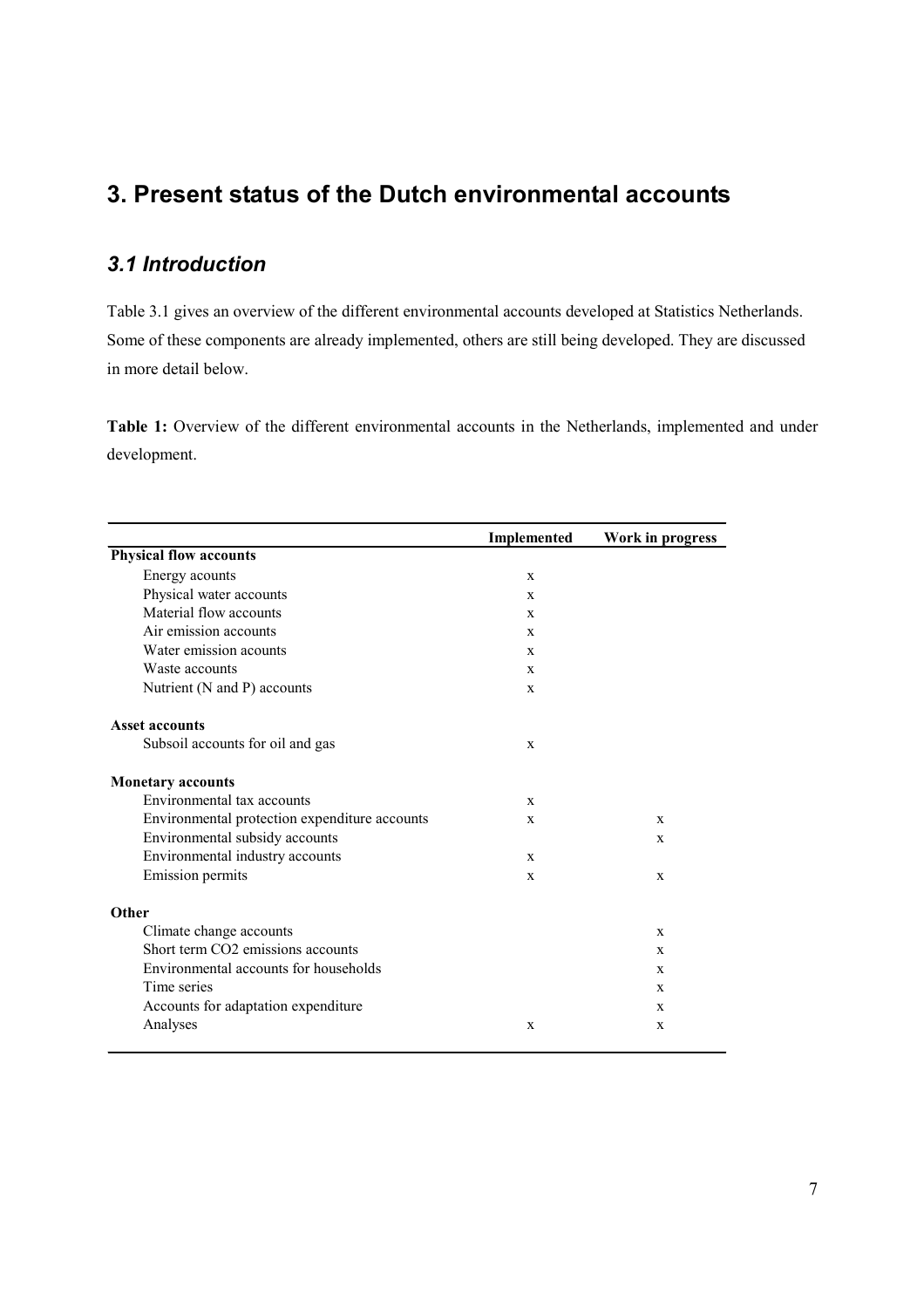# 3. Present status of the Dutch environmental accounts

## *3.1 Introduction*

Table 3.1 gives an overview of the different environmental accounts developed at Statistics Netherlands. Some of these components are already implemented, others are still being developed. They are discussed in more detail below.

**Table 1:** Overview of the different environmental accounts in the Netherlands, implemented and under development.

| | Implemented | Work in progress |
|---|---|---|
| **Physical flow accounts** | | |
| Energy acounts | x | |
| Physical water accounts | x | |
| Material flow accounts | x | |
| Air emission accounts | x | |
| Water emission acounts | x | |
| Waste accounts | x | |
| Nutrient (N and P) accounts | x | |
| **Asset accounts** | | |
| Subsoil accounts for oil and gas | x | |
| **Monetary accounts** | | |
| Environmental tax accounts | x | |
| Environmental protection expenditure accounts | x | x |
| Environmental subsidy accounts | | x |
| Environmental industry accounts | x | |
| Emission permits | x | x |
| **Other** | | |
| Climate change accounts | | x |
| Short term CO2 emissions accounts | | x |
| Environmental accounts for households | | x |
| Time series | | x |
| Accounts for adaptation expenditure | | x |
| Analyses | x | x |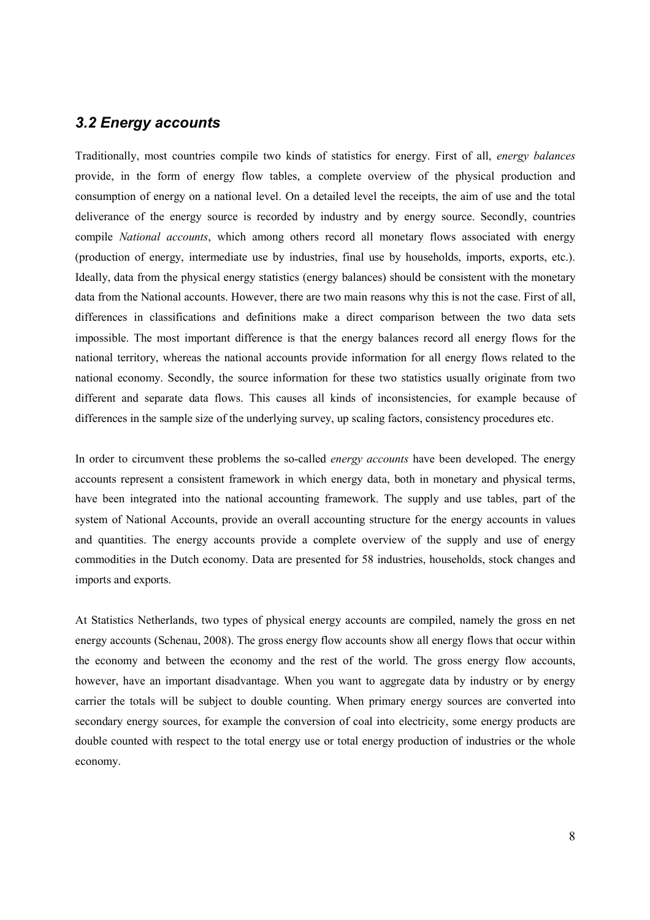## *3.2 Energy accounts*

Traditionally, most countries compile two kinds of statistics for energy. First of all, *energy balances* provide, in the form of energy flow tables, a complete overview of the physical production and consumption of energy on a national level. On a detailed level the receipts, the aim of use and the total deliverance of the energy source is recorded by industry and by energy source. Secondly, countries compile *National accounts*, which among others record all monetary flows associated with energy (production of energy, intermediate use by industries, final use by households, imports, exports, etc.). Ideally, data from the physical energy statistics (energy balances) should be consistent with the monetary data from the National accounts. However, there are two main reasons why this is not the case. First of all, differences in classifications and definitions make a direct comparison between the two data sets impossible. The most important difference is that the energy balances record all energy flows for the national territory, whereas the national accounts provide information for all energy flows related to the national economy. Secondly, the source information for these two statistics usually originate from two different and separate data flows. This causes all kinds of inconsistencies, for example because of differences in the sample size of the underlying survey, up scaling factors, consistency procedures etc.

In order to circumvent these problems the so-called *energy accounts* have been developed. The energy accounts represent a consistent framework in which energy data, both in monetary and physical terms, have been integrated into the national accounting framework. The supply and use tables, part of the system of National Accounts, provide an overall accounting structure for the energy accounts in values and quantities. The energy accounts provide a complete overview of the supply and use of energy commodities in the Dutch economy. Data are presented for 58 industries, households, stock changes and imports and exports.

At Statistics Netherlands, two types of physical energy accounts are compiled, namely the gross en net energy accounts (Schenau, 2008). The gross energy flow accounts show all energy flows that occur within the economy and between the economy and the rest of the world. The gross energy flow accounts, however, have an important disadvantage. When you want to aggregate data by industry or by energy carrier the totals will be subject to double counting. When primary energy sources are converted into secondary energy sources, for example the conversion of coal into electricity, some energy products are double counted with respect to the total energy use or total energy production of industries or the whole economy.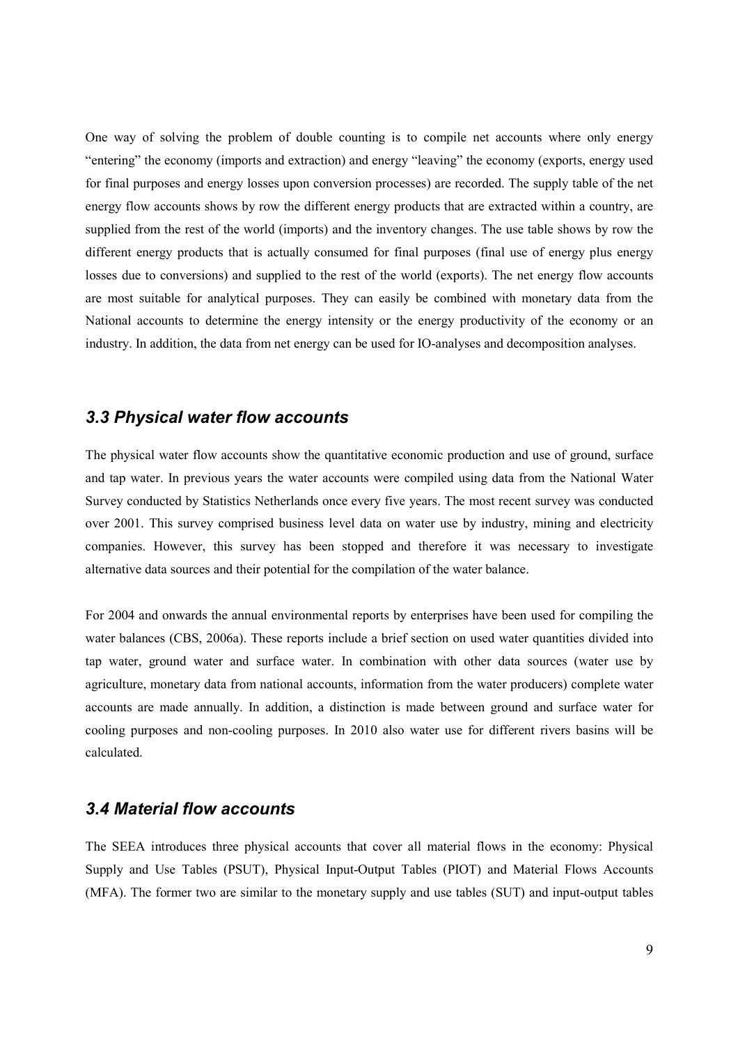One way of solving the problem of double counting is to compile net accounts where only energy "entering" the economy (imports and extraction) and energy "leaving" the economy (exports, energy used for final purposes and energy losses upon conversion processes) are recorded. The supply table of the net energy flow accounts shows by row the different energy products that are extracted within a country, are supplied from the rest of the world (imports) and the inventory changes. The use table shows by row the different energy products that is actually consumed for final purposes (final use of energy plus energy losses due to conversions) and supplied to the rest of the world (exports). The net energy flow accounts are most suitable for analytical purposes. They can easily be combined with monetary data from the National accounts to determine the energy intensity or the energy productivity of the economy or an industry. In addition, the data from net energy can be used for IO-analyses and decomposition analyses.

### *3.3 Physical water flow accounts*

The physical water flow accounts show the quantitative economic production and use of ground, surface and tap water. In previous years the water accounts were compiled using data from the National Water Survey conducted by Statistics Netherlands once every five years. The most recent survey was conducted over 2001. This survey comprised business level data on water use by industry, mining and electricity companies. However, this survey has been stopped and therefore it was necessary to investigate alternative data sources and their potential for the compilation of the water balance.

For 2004 and onwards the annual environmental reports by enterprises have been used for compiling the water balances (CBS, 2006a). These reports include a brief section on used water quantities divided into tap water, ground water and surface water. In combination with other data sources (water use by agriculture, monetary data from national accounts, information from the water producers) complete water accounts are made annually. In addition, a distinction is made between ground and surface water for cooling purposes and non-cooling purposes. In 2010 also water use for different rivers basins will be calculated.

### *3.4 Material flow accounts*

The SEEA introduces three physical accounts that cover all material flows in the economy: Physical Supply and Use Tables (PSUT), Physical Input-Output Tables (PIOT) and Material Flows Accounts (MFA). The former two are similar to the monetary supply and use tables (SUT) and input-output tables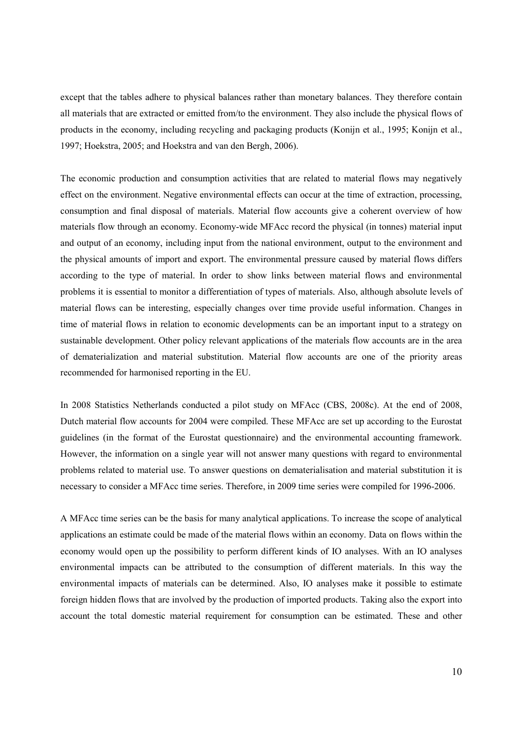except that the tables adhere to physical balances rather than monetary balances. They therefore contain all materials that are extracted or emitted from/to the environment. They also include the physical flows of products in the economy, including recycling and packaging products (Konijn et al., 1995; Konijn et al., 1997; Hoekstra, 2005; and Hoekstra and van den Bergh, 2006).

The economic production and consumption activities that are related to material flows may negatively effect on the environment. Negative environmental effects can occur at the time of extraction, processing, consumption and final disposal of materials. Material flow accounts give a coherent overview of how materials flow through an economy. Economy-wide MFAcc record the physical (in tonnes) material input and output of an economy, including input from the national environment, output to the environment and the physical amounts of import and export. The environmental pressure caused by material flows differs according to the type of material. In order to show links between material flows and environmental problems it is essential to monitor a differentiation of types of materials. Also, although absolute levels of material flows can be interesting, especially changes over time provide useful information. Changes in time of material flows in relation to economic developments can be an important input to a strategy on sustainable development. Other policy relevant applications of the materials flow accounts are in the area of dematerialization and material substitution. Material flow accounts are one of the priority areas recommended for harmonised reporting in the EU.

In 2008 Statistics Netherlands conducted a pilot study on MFAcc (CBS, 2008c). At the end of 2008, Dutch material flow accounts for 2004 were compiled. These MFAcc are set up according to the Eurostat guidelines (in the format of the Eurostat questionnaire) and the environmental accounting framework. However, the information on a single year will not answer many questions with regard to environmental problems related to material use. To answer questions on dematerialisation and material substitution it is necessary to consider a MFAcc time series. Therefore, in 2009 time series were compiled for 1996-2006.

A MFAcc time series can be the basis for many analytical applications. To increase the scope of analytical applications an estimate could be made of the material flows within an economy. Data on flows within the economy would open up the possibility to perform different kinds of IO analyses. With an IO analyses environmental impacts can be attributed to the consumption of different materials. In this way the environmental impacts of materials can be determined. Also, IO analyses make it possible to estimate foreign hidden flows that are involved by the production of imported products. Taking also the export into account the total domestic material requirement for consumption can be estimated. These and other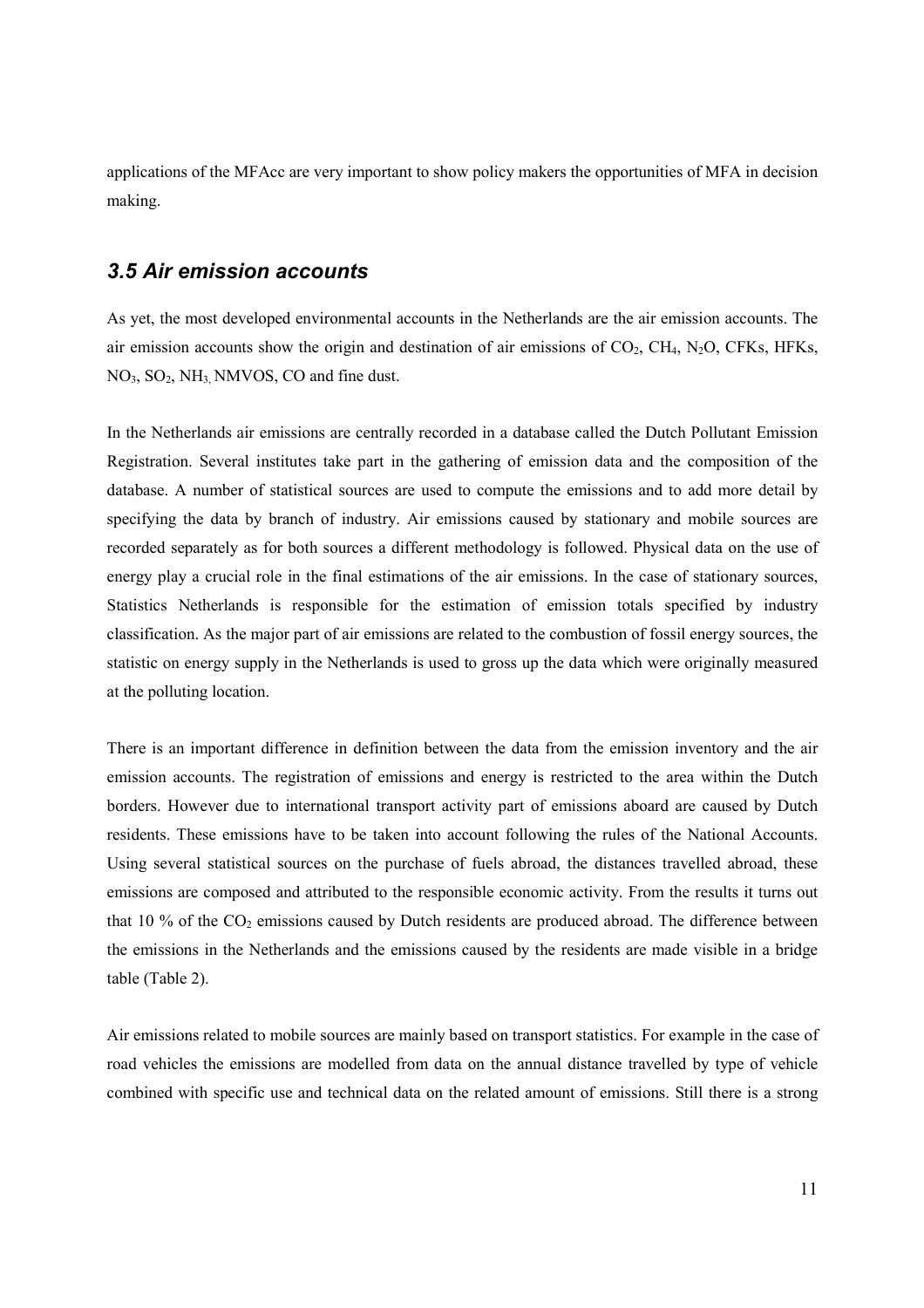applications of the MFAcc are very important to show policy makers the opportunities of MFA in decision making.

### *3.5 Air emission accounts*

As yet, the most developed environmental accounts in the Netherlands are the air emission accounts. The air emission accounts show the origin and destination of air emissions of $CO_2$, $CH_4$, $N_2O$, CFKs, HFKs, $NO_3$, $SO_2$, $NH_3$, NMVOS, CO and fine dust.

In the Netherlands air emissions are centrally recorded in a database called the Dutch Pollutant Emission Registration. Several institutes take part in the gathering of emission data and the composition of the database. A number of statistical sources are used to compute the emissions and to add more detail by specifying the data by branch of industry. Air emissions caused by stationary and mobile sources are recorded separately as for both sources a different methodology is followed. Physical data on the use of energy play a crucial role in the final estimations of the air emissions. In the case of stationary sources, Statistics Netherlands is responsible for the estimation of emission totals specified by industry classification. As the major part of air emissions are related to the combustion of fossil energy sources, the statistic on energy supply in the Netherlands is used to gross up the data which were originally measured at the polluting location.

There is an important difference in definition between the data from the emission inventory and the air emission accounts. The registration of emissions and energy is restricted to the area within the Dutch borders. However due to international transport activity part of emissions aboard are caused by Dutch residents. These emissions have to be taken into account following the rules of the National Accounts. Using several statistical sources on the purchase of fuels abroad, the distances travelled abroad, these emissions are composed and attributed to the responsible economic activity. From the results it turns out that 10 % of the $CO_2$ emissions caused by Dutch residents are produced abroad. The difference between the emissions in the Netherlands and the emissions caused by the residents are made visible in a bridge table (Table 2).

Air emissions related to mobile sources are mainly based on transport statistics. For example in the case of road vehicles the emissions are modelled from data on the annual distance travelled by type of vehicle combined with specific use and technical data on the related amount of emissions. Still there is a strong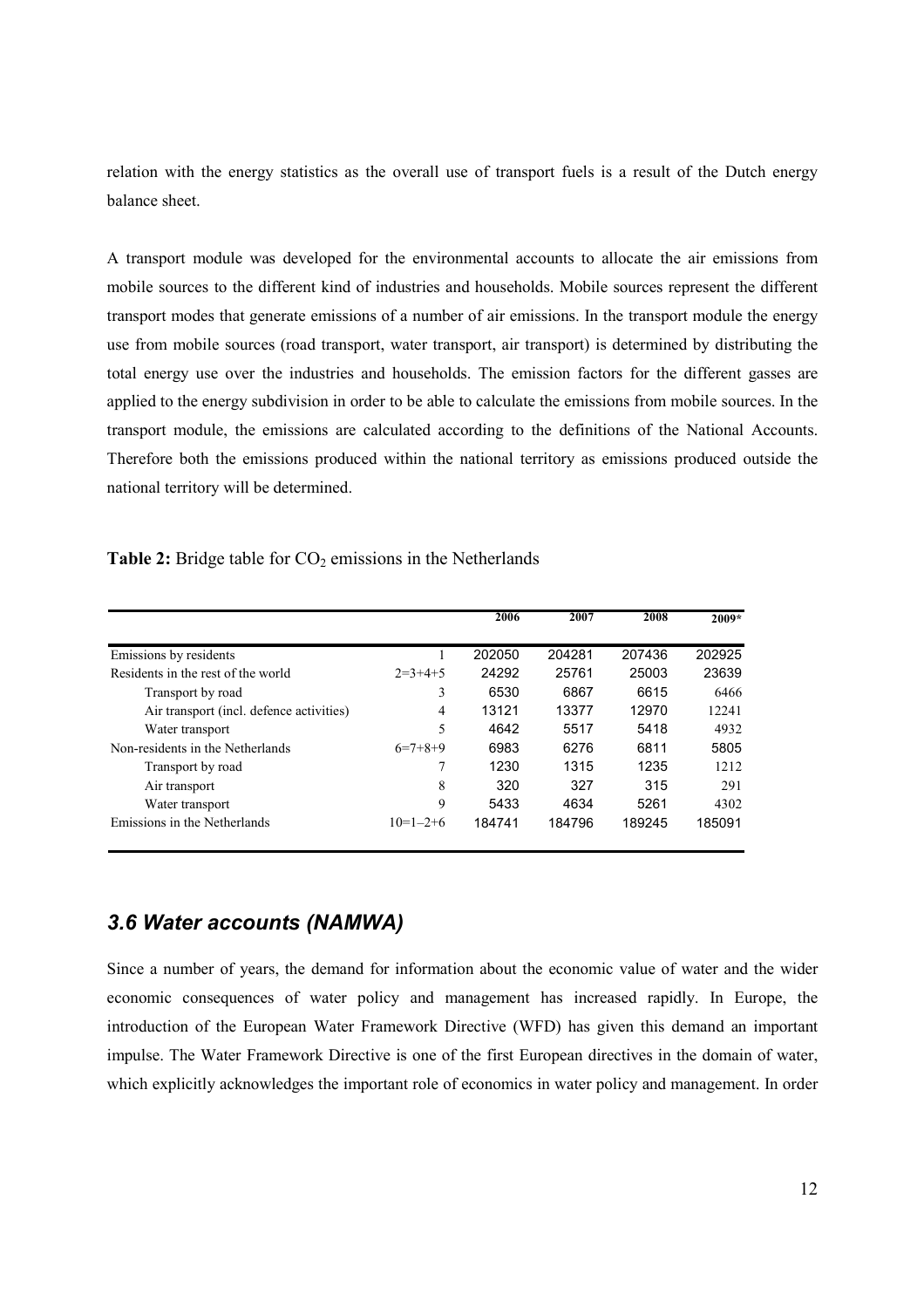relation with the energy statistics as the overall use of transport fuels is a result of the Dutch energy balance sheet.

A transport module was developed for the environmental accounts to allocate the air emissions from mobile sources to the different kind of industries and households. Mobile sources represent the different transport modes that generate emissions of a number of air emissions. In the transport module the energy use from mobile sources (road transport, water transport, air transport) is determined by distributing the total energy use over the industries and households. The emission factors for the different gasses are applied to the energy subdivision in order to be able to calculate the emissions from mobile sources. In the transport module, the emissions are calculated according to the definitions of the National Accounts. Therefore both the emissions produced within the national territory as emissions produced outside the national territory will be determined.

**Table 2:** Bridge table for $CO_2$ emissions in the Netherlands

| | | 2006 | 2007 | 2008 | 2009* |
|---|---|---|---|---|---|
| Emissions by residents | 1 | 202050 | 204281 | 207436 | 202925 |
| Residents in the rest of the world | 2=3+4+5 | 24292 | 25761 | 25003 | 23639 |
| Transport by road | 3 | 6530 | 6867 | 6615 | 6466 |
| Air transport (incl. defence activities) | 4 | 13121 | 13377 | 12970 | 12241 |
| Water transport | 5 | 4642 | 5517 | 5418 | 4932 |
| Non-residents in the Netherlands | 6=7+8+9 | 6983 | 6276 | 6811 | 5805 |
| Transport by road | 7 | 1230 | 1315 | 1235 | 1212 |
| Air transport | 8 | 320 | 327 | 315 | 291 |
| Water transport | 9 | 5433 | 4634 | 5261 | 4302 |
| Emissions in the Netherlands | 10=1–2+6 | 184741 | 184796 | 189245 | 185091 |

## *3.6 Water accounts (NAMWA)*

Since a number of years, the demand for information about the economic value of water and the wider economic consequences of water policy and management has increased rapidly. In Europe, the introduction of the European Water Framework Directive (WFD) has given this demand an important impulse. The Water Framework Directive is one of the first European directives in the domain of water, which explicitly acknowledges the important role of economics in water policy and management. In order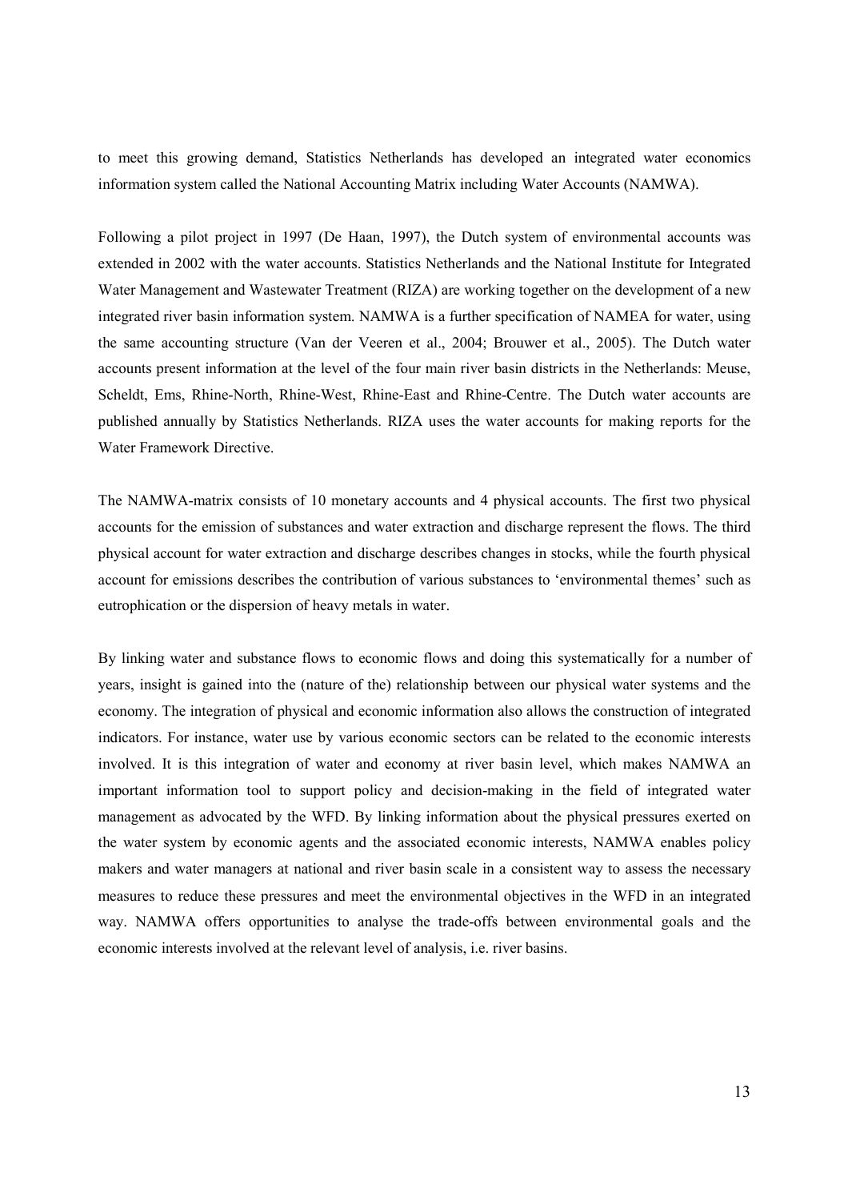to meet this growing demand, Statistics Netherlands has developed an integrated water economics information system called the National Accounting Matrix including Water Accounts (NAMWA).

Following a pilot project in 1997 (De Haan, 1997), the Dutch system of environmental accounts was extended in 2002 with the water accounts. Statistics Netherlands and the National Institute for Integrated Water Management and Wastewater Treatment (RIZA) are working together on the development of a new integrated river basin information system. NAMWA is a further specification of NAMEA for water, using the same accounting structure (Van der Veeren et al., 2004; Brouwer et al., 2005). The Dutch water accounts present information at the level of the four main river basin districts in the Netherlands: Meuse, Scheldt, Ems, Rhine-North, Rhine-West, Rhine-East and Rhine-Centre. The Dutch water accounts are published annually by Statistics Netherlands. RIZA uses the water accounts for making reports for the Water Framework Directive.

The NAMWA-matrix consists of 10 monetary accounts and 4 physical accounts. The first two physical accounts for the emission of substances and water extraction and discharge represent the flows. The third physical account for water extraction and discharge describes changes in stocks, while the fourth physical account for emissions describes the contribution of various substances to 'environmental themes' such as eutrophication or the dispersion of heavy metals in water.

By linking water and substance flows to economic flows and doing this systematically for a number of years, insight is gained into the (nature of the) relationship between our physical water systems and the economy. The integration of physical and economic information also allows the construction of integrated indicators. For instance, water use by various economic sectors can be related to the economic interests involved. It is this integration of water and economy at river basin level, which makes NAMWA an important information tool to support policy and decision-making in the field of integrated water management as advocated by the WFD. By linking information about the physical pressures exerted on the water system by economic agents and the associated economic interests, NAMWA enables policy makers and water managers at national and river basin scale in a consistent way to assess the necessary measures to reduce these pressures and meet the environmental objectives in the WFD in an integrated way. NAMWA offers opportunities to analyse the trade-offs between environmental goals and the economic interests involved at the relevant level of analysis, i.e. river basins.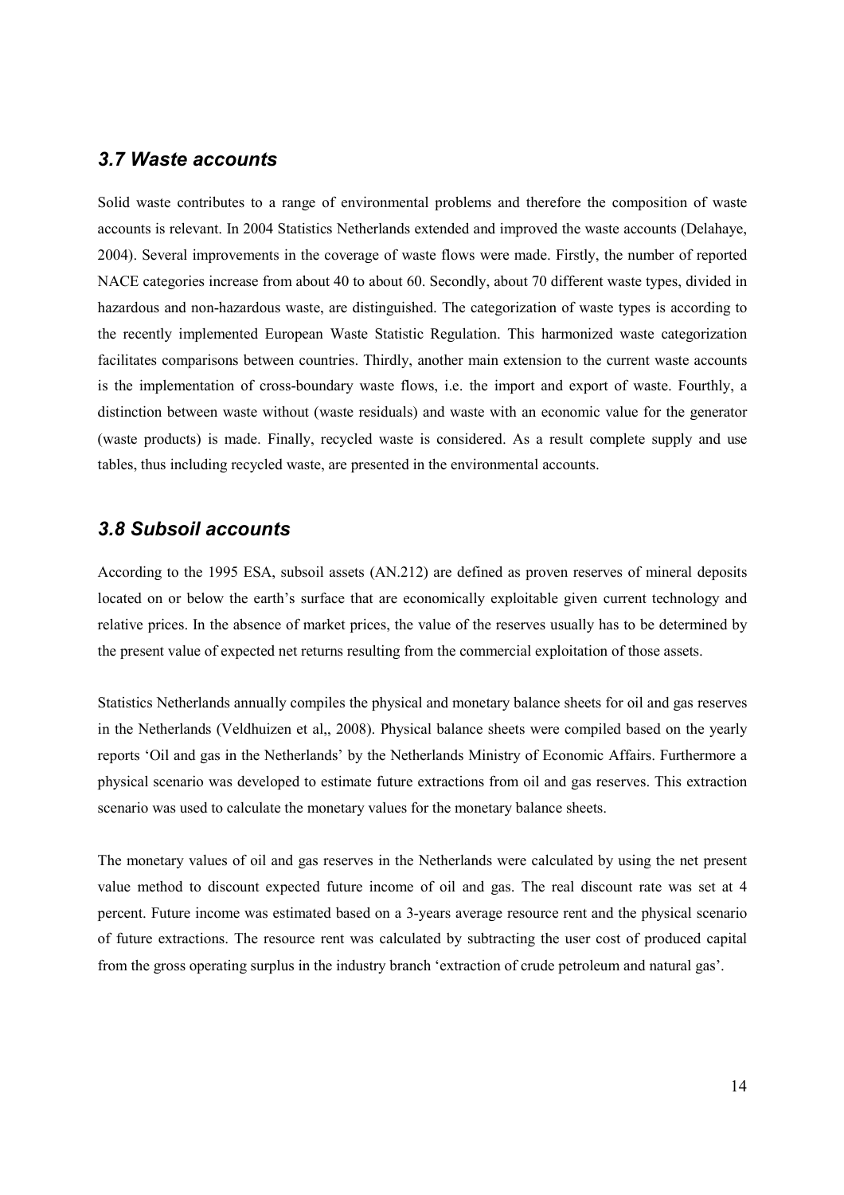### *3.7 Waste accounts*

Solid waste contributes to a range of environmental problems and therefore the composition of waste accounts is relevant. In 2004 Statistics Netherlands extended and improved the waste accounts (Delahaye, 2004). Several improvements in the coverage of waste flows were made. Firstly, the number of reported NACE categories increase from about 40 to about 60. Secondly, about 70 different waste types, divided in hazardous and non-hazardous waste, are distinguished. The categorization of waste types is according to the recently implemented European Waste Statistic Regulation. This harmonized waste categorization facilitates comparisons between countries. Thirdly, another main extension to the current waste accounts is the implementation of cross-boundary waste flows, i.e. the import and export of waste. Fourthly, a distinction between waste without (waste residuals) and waste with an economic value for the generator (waste products) is made. Finally, recycled waste is considered. As a result complete supply and use tables, thus including recycled waste, are presented in the environmental accounts.

### *3.8 Subsoil accounts*

According to the 1995 ESA, subsoil assets (AN.212) are defined as proven reserves of mineral deposits located on or below the earth's surface that are economically exploitable given current technology and relative prices. In the absence of market prices, the value of the reserves usually has to be determined by the present value of expected net returns resulting from the commercial exploitation of those assets.

Statistics Netherlands annually compiles the physical and monetary balance sheets for oil and gas reserves in the Netherlands (Veldhuizen et al,, 2008). Physical balance sheets were compiled based on the yearly reports 'Oil and gas in the Netherlands' by the Netherlands Ministry of Economic Affairs. Furthermore a physical scenario was developed to estimate future extractions from oil and gas reserves. This extraction scenario was used to calculate the monetary values for the monetary balance sheets.

The monetary values of oil and gas reserves in the Netherlands were calculated by using the net present value method to discount expected future income of oil and gas. The real discount rate was set at 4 percent. Future income was estimated based on a 3-years average resource rent and the physical scenario of future extractions. The resource rent was calculated by subtracting the user cost of produced capital from the gross operating surplus in the industry branch 'extraction of crude petroleum and natural gas'.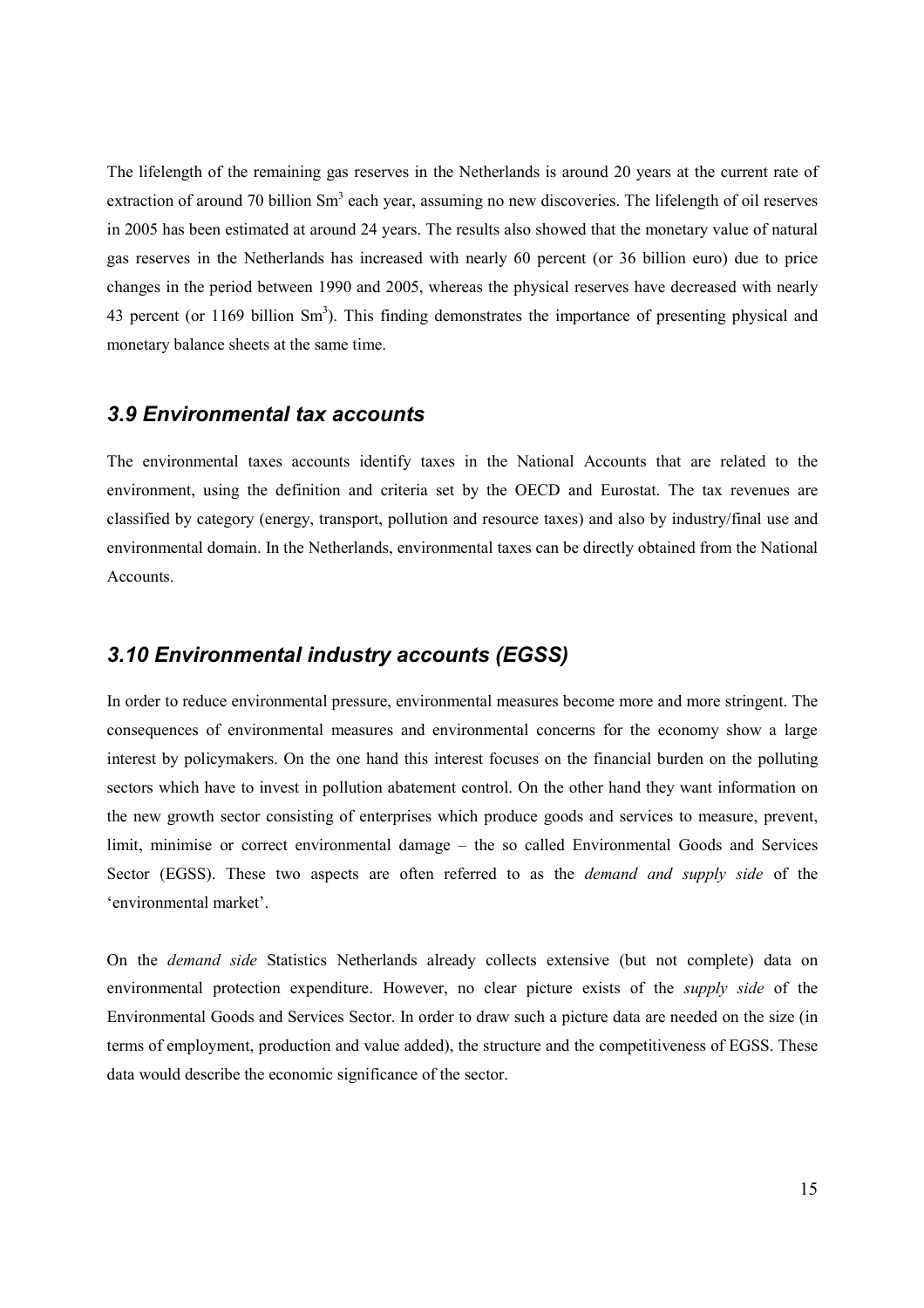The lifelength of the remaining gas reserves in the Netherlands is around 20 years at the current rate of extraction of around 70 billion $Sm^3$ each year, assuming no new discoveries. The lifelength of oil reserves in 2005 has been estimated at around 24 years. The results also showed that the monetary value of natural gas reserves in the Netherlands has increased with nearly 60 percent (or 36 billion euro) due to price changes in the period between 1990 and 2005, whereas the physical reserves have decreased with nearly 43 percent (or 1169 billion $Sm^3$). This finding demonstrates the importance of presenting physical and monetary balance sheets at the same time.

## *3.9 Environmental tax accounts*

The environmental taxes accounts identify taxes in the National Accounts that are related to the environment, using the definition and criteria set by the OECD and Eurostat. The tax revenues are classified by category (energy, transport, pollution and resource taxes) and also by industry/final use and environmental domain. In the Netherlands, environmental taxes can be directly obtained from the National Accounts.

## *3.10 Environmental industry accounts (EGSS)*

In order to reduce environmental pressure, environmental measures become more and more stringent. The consequences of environmental measures and environmental concerns for the economy show a large interest by policymakers. On the one hand this interest focuses on the financial burden on the polluting sectors which have to invest in pollution abatement control. On the other hand they want information on the new growth sector consisting of enterprises which produce goods and services to measure, prevent, limit, minimise or correct environmental damage – the so called Environmental Goods and Services Sector (EGSS). These two aspects are often referred to as the *demand and supply side* of the 'environmental market'.

On the *demand side* Statistics Netherlands already collects extensive (but not complete) data on environmental protection expenditure. However, no clear picture exists of the *supply side* of the Environmental Goods and Services Sector. In order to draw such a picture data are needed on the size (in terms of employment, production and value added), the structure and the competitiveness of EGSS. These data would describe the economic significance of the sector.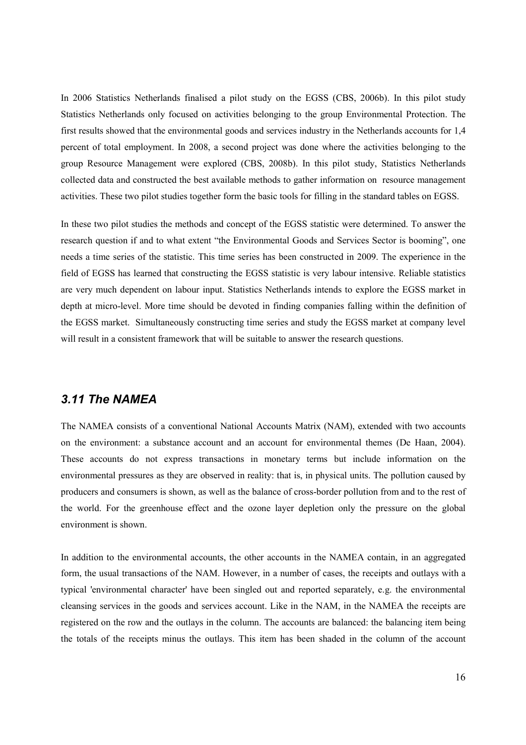In 2006 Statistics Netherlands finalised a pilot study on the EGSS (CBS, 2006b). In this pilot study Statistics Netherlands only focused on activities belonging to the group Environmental Protection. The first results showed that the environmental goods and services industry in the Netherlands accounts for 1,4 percent of total employment. In 2008, a second project was done where the activities belonging to the group Resource Management were explored (CBS, 2008b). In this pilot study, Statistics Netherlands collected data and constructed the best available methods to gather information on resource management activities. These two pilot studies together form the basic tools for filling in the standard tables on EGSS.

In these two pilot studies the methods and concept of the EGSS statistic were determined. To answer the research question if and to what extent "the Environmental Goods and Services Sector is booming", one needs a time series of the statistic. This time series has been constructed in 2009. The experience in the field of EGSS has learned that constructing the EGSS statistic is very labour intensive. Reliable statistics are very much dependent on labour input. Statistics Netherlands intends to explore the EGSS market in depth at micro-level. More time should be devoted in finding companies falling within the definition of the EGSS market. Simultaneously constructing time series and study the EGSS market at company level will result in a consistent framework that will be suitable to answer the research questions.

### *3.11 The NAMEA*

The NAMEA consists of a conventional National Accounts Matrix (NAM), extended with two accounts on the environment: a substance account and an account for environmental themes (De Haan, 2004). These accounts do not express transactions in monetary terms but include information on the environmental pressures as they are observed in reality: that is, in physical units. The pollution caused by producers and consumers is shown, as well as the balance of cross-border pollution from and to the rest of the world. For the greenhouse effect and the ozone layer depletion only the pressure on the global environment is shown.

In addition to the environmental accounts, the other accounts in the NAMEA contain, in an aggregated form, the usual transactions of the NAM. However, in a number of cases, the receipts and outlays with a typical 'environmental character' have been singled out and reported separately, e.g. the environmental cleansing services in the goods and services account. Like in the NAM, in the NAMEA the receipts are registered on the row and the outlays in the column. The accounts are balanced: the balancing item being the totals of the receipts minus the outlays. This item has been shaded in the column of the account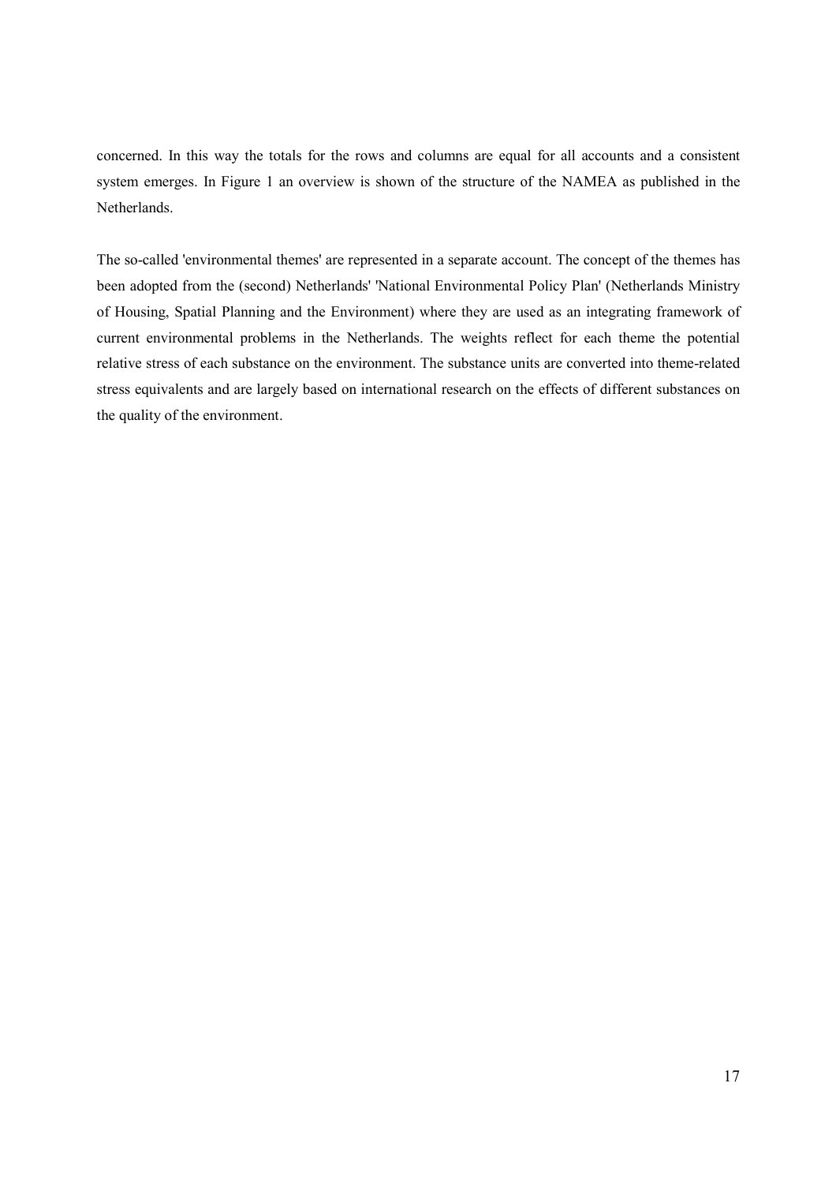concerned. In this way the totals for the rows and columns are equal for all accounts and a consistent system emerges. In Figure 1 an overview is shown of the structure of the NAMEA as published in the Netherlands.

The so-called 'environmental themes' are represented in a separate account. The concept of the themes has been adopted from the (second) Netherlands' 'National Environmental Policy Plan' (Netherlands Ministry of Housing, Spatial Planning and the Environment) where they are used as an integrating framework of current environmental problems in the Netherlands. The weights reflect for each theme the potential relative stress of each substance on the environment. The substance units are converted into theme-related stress equivalents and are largely based on international research on the effects of different substances on the quality of the environment.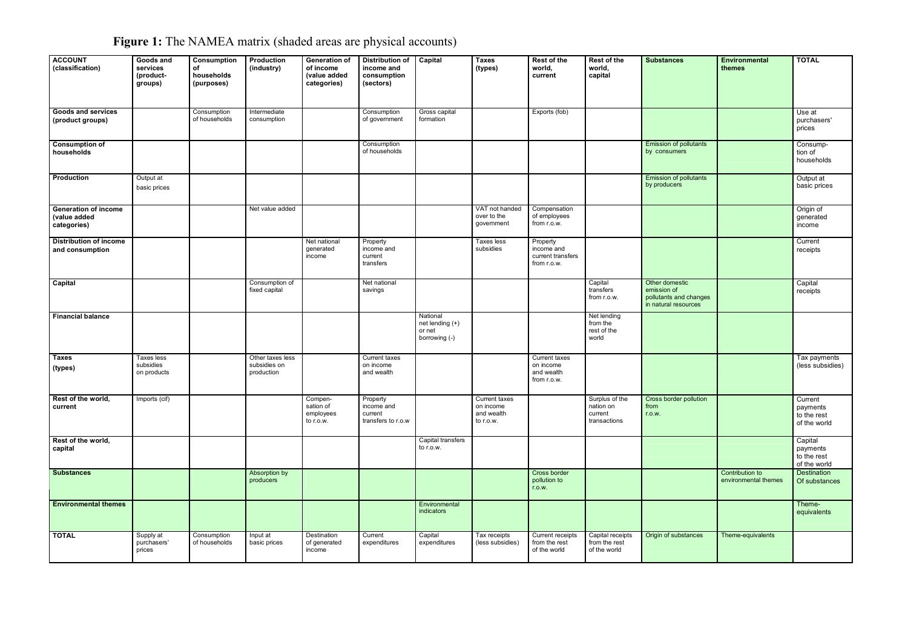**Figure 1:** The NAMEA matrix (shaded areas are physical accounts)

| ACCOUNT (classification) | Goods and services (product-groups) | Consumption of households (purposes) | Production (industry) | Generation of of income (value added categories) | Distribution of income and consumption (sectors) | Capital | Taxes (types) | Rest of the world, current | Rest of the world, capital | Substances | Environmental themes | TOTAL |
|---|---|---|---|---|---|---|---|---|---|---|---|---|
| **Goods and services (product groups)** | | Consumption of households | Intermediate consumption | | Consumption of government | Gross capital formation | | Exports (fob) | | | | Use at purchasers' prices |
| **Consumption of households** | | | | | Consumption of households | | | | | Emission of pollutants by consumers | | Consump-tion of households |
| **Production** | Output at basic prices | | | | | | | | | Emission of pollutants by producers | | Output at basic prices |
| **Generation of income (value added categories)** | | | Net value added | | | | VAT not handed over to the government | Compensation of employees from r.o.w. | | | | Origin of generated income |
| **Distribution of income and consumption** | | | | Net national generated income | Property income and current transfers | | Taxes less subsidies | Property income and current transfers from r.o.w. | | | | Current receipts |
| **Capital** | | | Consumption of fixed capital | | Net national savings | | | | Capital transfers from r.o.w. | Other domestic emission of pollutants and changes in natural resources | | Capital receipts |
| **Financial balance** | | | | | | National net lending (+) or net borrowing (-) | | | Net lending from the rest of the world | | | |
| **Taxes (types)** | Taxes less subsidies on products | | Other taxes less subsidies on production | | Current taxes on income and wealth | | | Current taxes on income and wealth from r.o.w. | | | | Tax payments (less subsidies) |
| **Rest of the world, current** | Imports (cif) | | | Compen-sation of employees to r.o.w. | Property income and current transfers to r.o.w | | Current taxes on income and wealth to r.o.w. | | Surplus of the nation on current transactions | Cross border pollution from r.o.w. | | Current payments to the rest of the world |
| **Rest of the world, capital** | | | | | | Capital transfers to r.o.w. | | | | | | Capital payments to the rest of the world |
| **Substances** | | | Absorption by producers | | | | | Cross border pollution to r.o.w. | | | Contribution to environmental themes | Destination Of substances |
| **Environmental themes** | | | | | | Environmental indicators | | | | | | Theme-equivalents |
| **TOTAL** | Supply at purchasers' prices | Consumption of households | Input at basic prices | Destination of generated income | Current expenditures | Capital expenditures | Tax receipts (less subsidies) | Current receipts from the rest of the world | Capital receipts from the rest of the world | Origin of substances | Theme-equivalents | |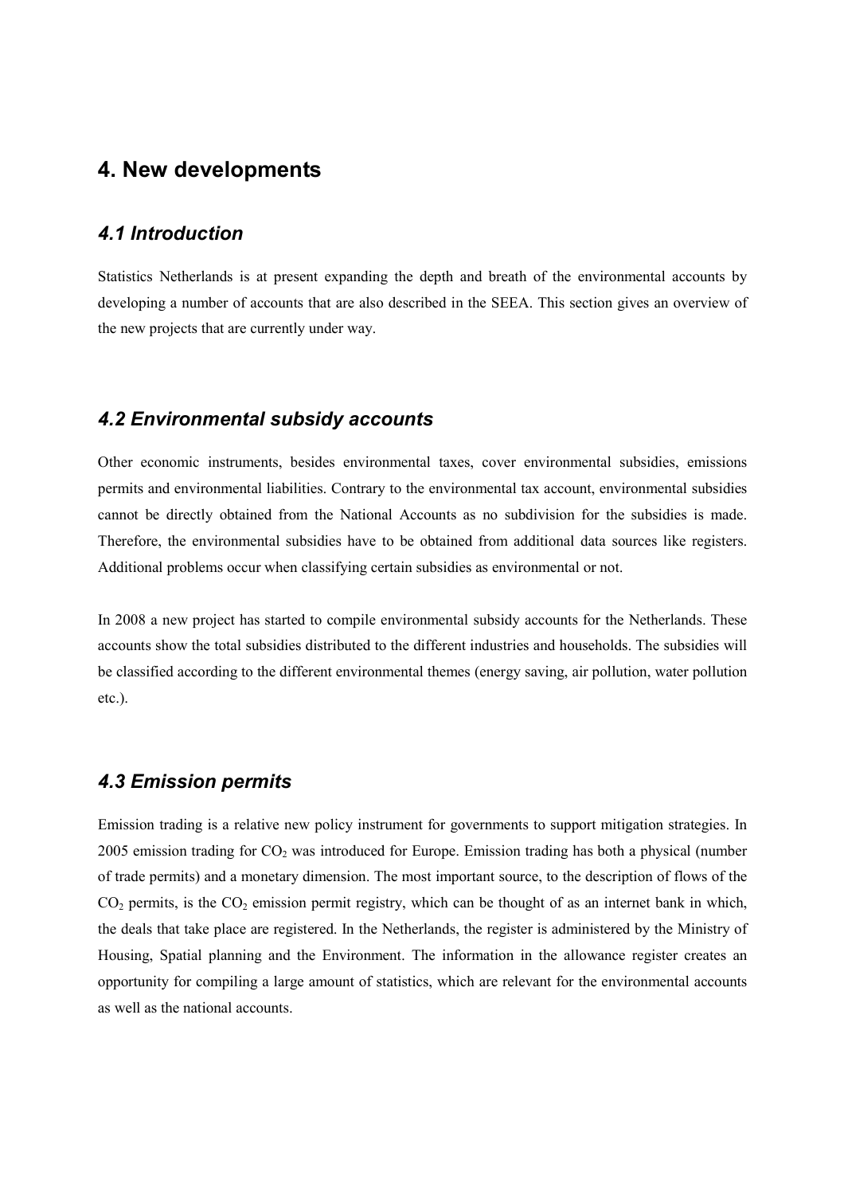# 4. New developments

## *4.1 Introduction*

Statistics Netherlands is at present expanding the depth and breath of the environmental accounts by developing a number of accounts that are also described in the SEEA. This section gives an overview of the new projects that are currently under way.

## *4.2 Environmental subsidy accounts*

Other economic instruments, besides environmental taxes, cover environmental subsidies, emissions permits and environmental liabilities. Contrary to the environmental tax account, environmental subsidies cannot be directly obtained from the National Accounts as no subdivision for the subsidies is made. Therefore, the environmental subsidies have to be obtained from additional data sources like registers. Additional problems occur when classifying certain subsidies as environmental or not.

In 2008 a new project has started to compile environmental subsidy accounts for the Netherlands. These accounts show the total subsidies distributed to the different industries and households. The subsidies will be classified according to the different environmental themes (energy saving, air pollution, water pollution etc.).

## *4.3 Emission permits*

Emission trading is a relative new policy instrument for governments to support mitigation strategies. In 2005 emission trading for $CO_2$ was introduced for Europe. Emission trading has both a physical (number of trade permits) and a monetary dimension. The most important source, to the description of flows of the $CO_2$ permits, is the $CO_2$ emission permit registry, which can be thought of as an internet bank in which, the deals that take place are registered. In the Netherlands, the register is administered by the Ministry of Housing, Spatial planning and the Environment. The information in the allowance register creates an opportunity for compiling a large amount of statistics, which are relevant for the environmental accounts as well as the national accounts.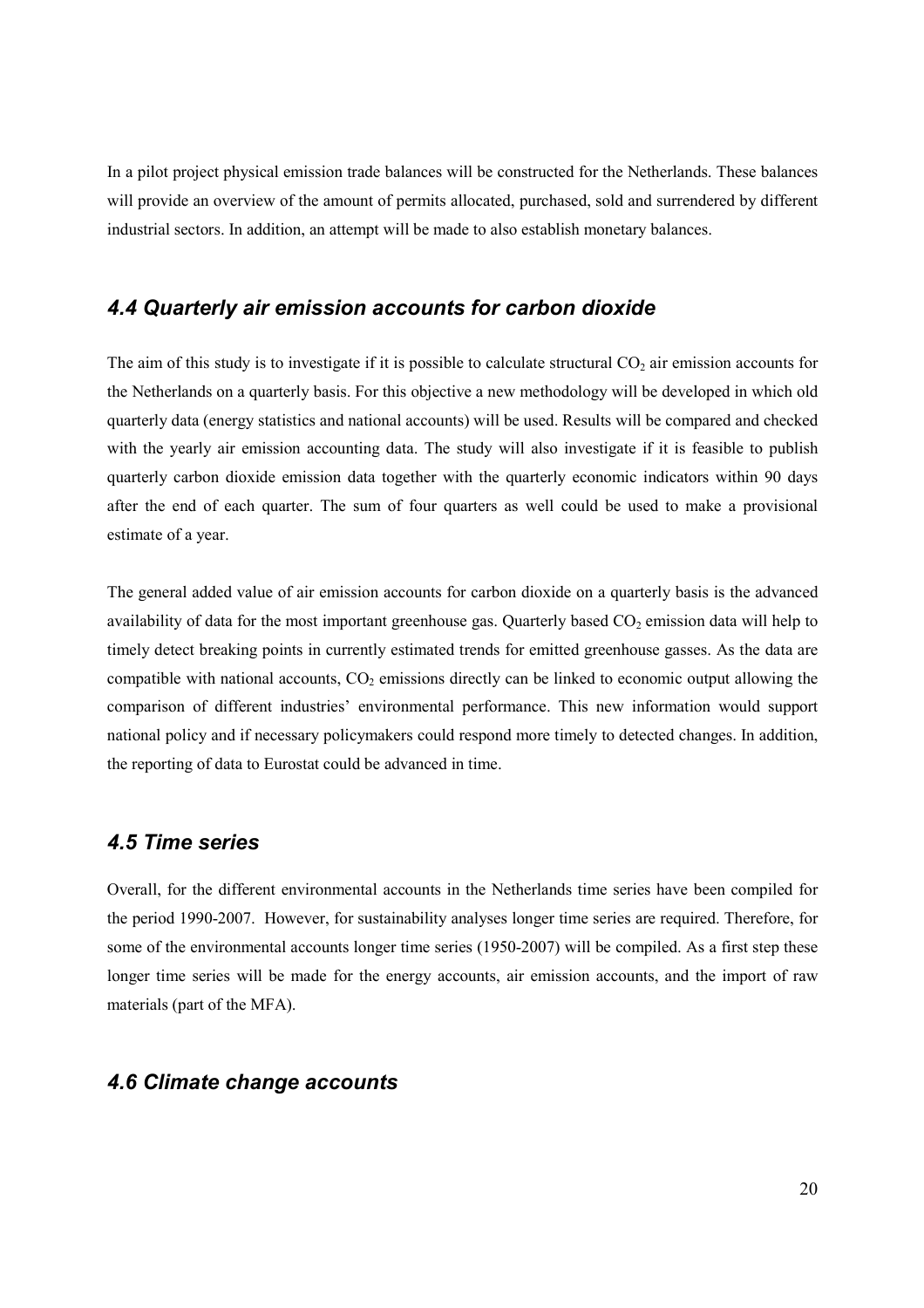In a pilot project physical emission trade balances will be constructed for the Netherlands. These balances will provide an overview of the amount of permits allocated, purchased, sold and surrendered by different industrial sectors. In addition, an attempt will be made to also establish monetary balances.

## *4.4 Quarterly air emission accounts for carbon dioxide*

The aim of this study is to investigate if it is possible to calculate structural $CO_2$ air emission accounts for the Netherlands on a quarterly basis. For this objective a new methodology will be developed in which old quarterly data (energy statistics and national accounts) will be used. Results will be compared and checked with the yearly air emission accounting data. The study will also investigate if it is feasible to publish quarterly carbon dioxide emission data together with the quarterly economic indicators within 90 days after the end of each quarter. The sum of four quarters as well could be used to make a provisional estimate of a year.

The general added value of air emission accounts for carbon dioxide on a quarterly basis is the advanced availability of data for the most important greenhouse gas. Quarterly based $CO_2$ emission data will help to timely detect breaking points in currently estimated trends for emitted greenhouse gasses. As the data are compatible with national accounts, $CO_2$ emissions directly can be linked to economic output allowing the comparison of different industries' environmental performance. This new information would support national policy and if necessary policymakers could respond more timely to detected changes. In addition, the reporting of data to Eurostat could be advanced in time.

## *4.5 Time series*

Overall, for the different environmental accounts in the Netherlands time series have been compiled for the period 1990-2007. However, for sustainability analyses longer time series are required. Therefore, for some of the environmental accounts longer time series (1950-2007) will be compiled. As a first step these longer time series will be made for the energy accounts, air emission accounts, and the import of raw materials (part of the MFA).

## *4.6 Climate change accounts*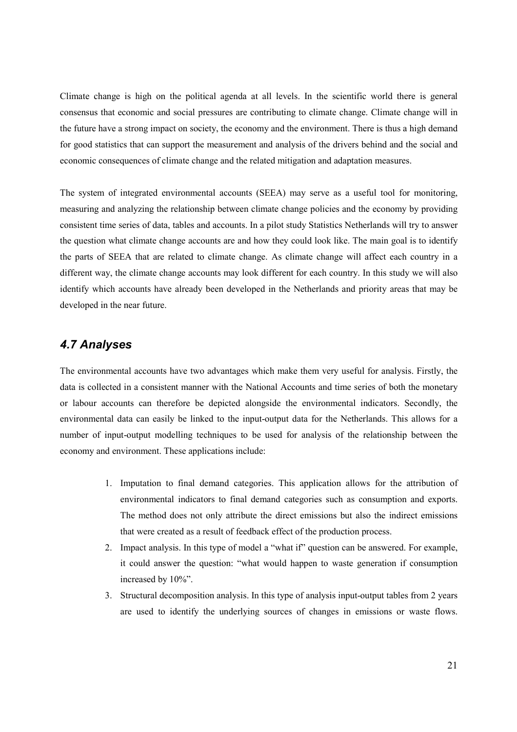Climate change is high on the political agenda at all levels. In the scientific world there is general consensus that economic and social pressures are contributing to climate change. Climate change will in the future have a strong impact on society, the economy and the environment. There is thus a high demand for good statistics that can support the measurement and analysis of the drivers behind and the social and economic consequences of climate change and the related mitigation and adaptation measures.

The system of integrated environmental accounts (SEEA) may serve as a useful tool for monitoring, measuring and analyzing the relationship between climate change policies and the economy by providing consistent time series of data, tables and accounts. In a pilot study Statistics Netherlands will try to answer the question what climate change accounts are and how they could look like. The main goal is to identify the parts of SEEA that are related to climate change. As climate change will affect each country in a different way, the climate change accounts may look different for each country. In this study we will also identify which accounts have already been developed in the Netherlands and priority areas that may be developed in the near future.

## *4.7 Analyses*

The environmental accounts have two advantages which make them very useful for analysis. Firstly, the data is collected in a consistent manner with the National Accounts and time series of both the monetary or labour accounts can therefore be depicted alongside the environmental indicators. Secondly, the environmental data can easily be linked to the input-output data for the Netherlands. This allows for a number of input-output modelling techniques to be used for analysis of the relationship between the economy and environment. These applications include:

1. Imputation to final demand categories. This application allows for the attribution of environmental indicators to final demand categories such as consumption and exports. The method does not only attribute the direct emissions but also the indirect emissions that were created as a result of feedback effect of the production process.
2. Impact analysis. In this type of model a "what if" question can be answered. For example, it could answer the question: "what would happen to waste generation if consumption increased by 10%".
3. Structural decomposition analysis. In this type of analysis input-output tables from 2 years are used to identify the underlying sources of changes in emissions or waste flows.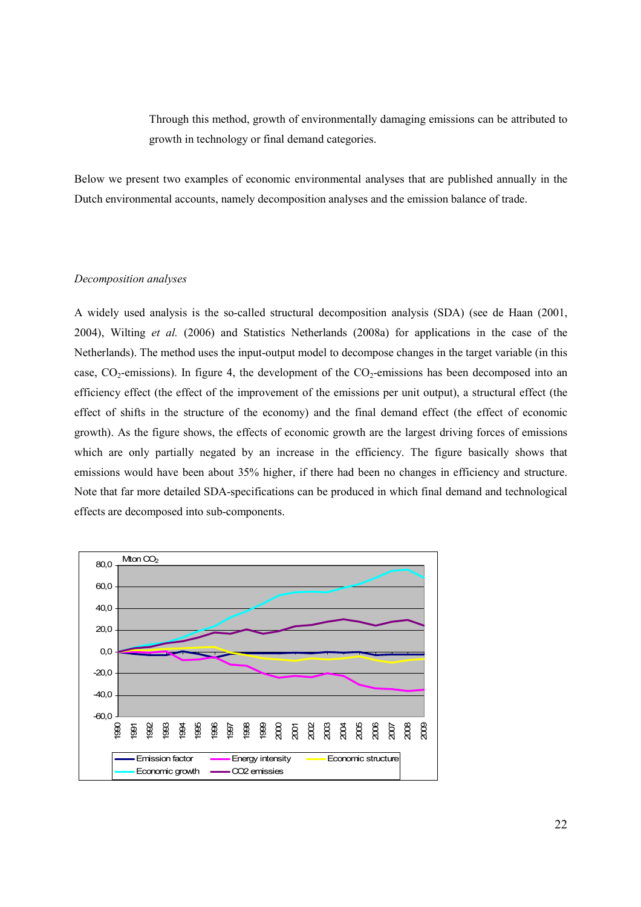Through this method, growth of environmentally damaging emissions can be attributed to growth in technology or final demand categories.

Below we present two examples of economic environmental analyses that are published annually in the Dutch environmental accounts, namely decomposition analyses and the emission balance of trade.

*Decomposition analyses*

A widely used analysis is the so-called structural decomposition analysis (SDA) (see de Haan (2001, 2004), Wilting *et al.* (2006) and Statistics Netherlands (2008a) for applications in the case of the Netherlands). The method uses the input-output model to decompose changes in the target variable (in this case, $CO_2$-emissions). In figure 4, the development of the $CO_2$-emissions has been decomposed into an efficiency effect (the effect of the improvement of the emissions per unit output), a structural effect (the effect of shifts in the structure of the economy) and the final demand effect (the effect of economic growth). As the figure shows, the effects of economic growth are the largest driving forces of emissions which are only partially negated by an increase in the efficiency. The figure basically shows that emissions would have been about 35% higher, if there had been no changes in efficiency and structure. Note that far more detailed SDA-specifications can be produced in which final demand and technological effects are decomposed into sub-components.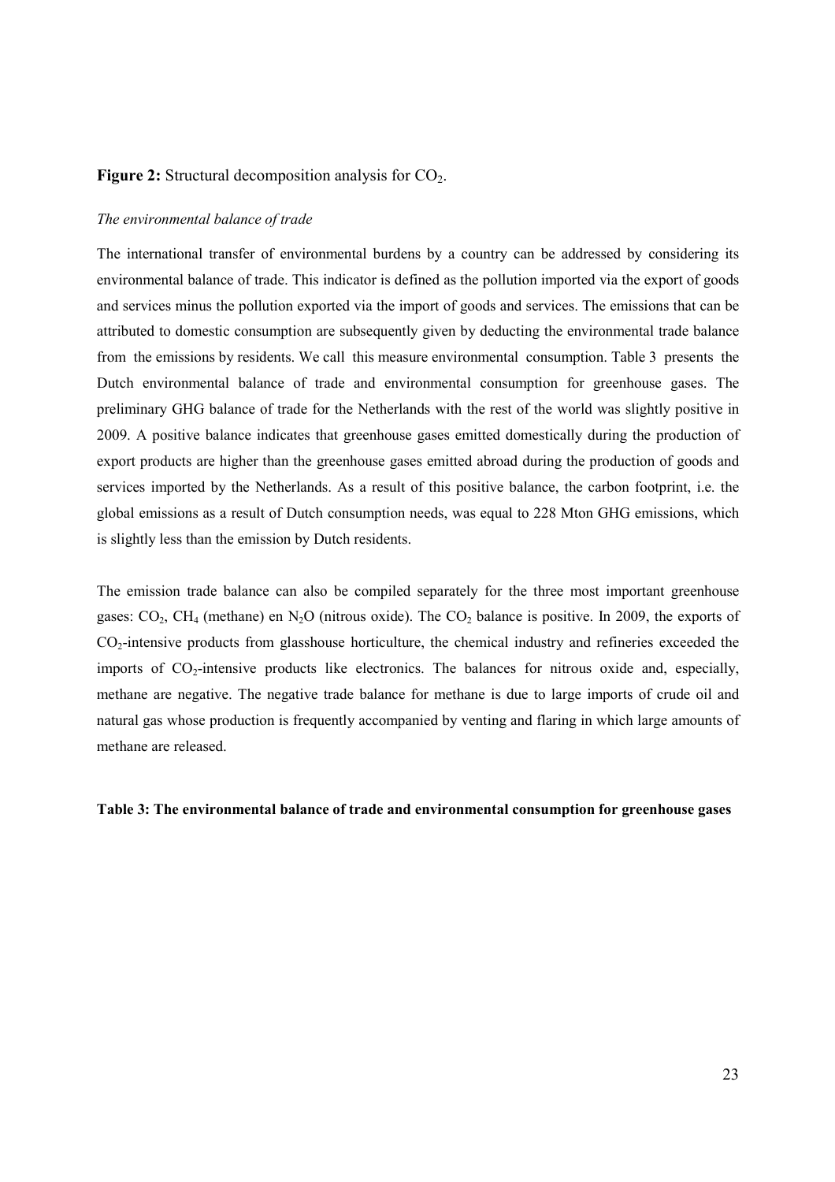**Figure 2:** Structural decomposition analysis for $CO_2$.

*The environmental balance of trade*

The international transfer of environmental burdens by a country can be addressed by considering its environmental balance of trade. This indicator is defined as the pollution imported via the export of goods and services minus the pollution exported via the import of goods and services. The emissions that can be attributed to domestic consumption are subsequently given by deducting the environmental trade balance from the emissions by residents. We call this measure environmental consumption. Table 3 presents the Dutch environmental balance of trade and environmental consumption for greenhouse gases. The preliminary GHG balance of trade for the Netherlands with the rest of the world was slightly positive in 2009. A positive balance indicates that greenhouse gases emitted domestically during the production of export products are higher than the greenhouse gases emitted abroad during the production of goods and services imported by the Netherlands. As a result of this positive balance, the carbon footprint, i.e. the global emissions as a result of Dutch consumption needs, was equal to 228 Mton GHG emissions, which is slightly less than the emission by Dutch residents.

The emission trade balance can also be compiled separately for the three most important greenhouse gases: $CO_2$, $CH_4$ (methane) en $N_2O$ (nitrous oxide). The $CO_2$ balance is positive. In 2009, the exports of $CO_2$-intensive products from glasshouse horticulture, the chemical industry and refineries exceeded the imports of $CO_2$-intensive products like electronics. The balances for nitrous oxide and, especially, methane are negative. The negative trade balance for methane is due to large imports of crude oil and natural gas whose production is frequently accompanied by venting and flaring in which large amounts of methane are released.

**Table 3: The environmental balance of trade and environmental consumption for greenhouse gases**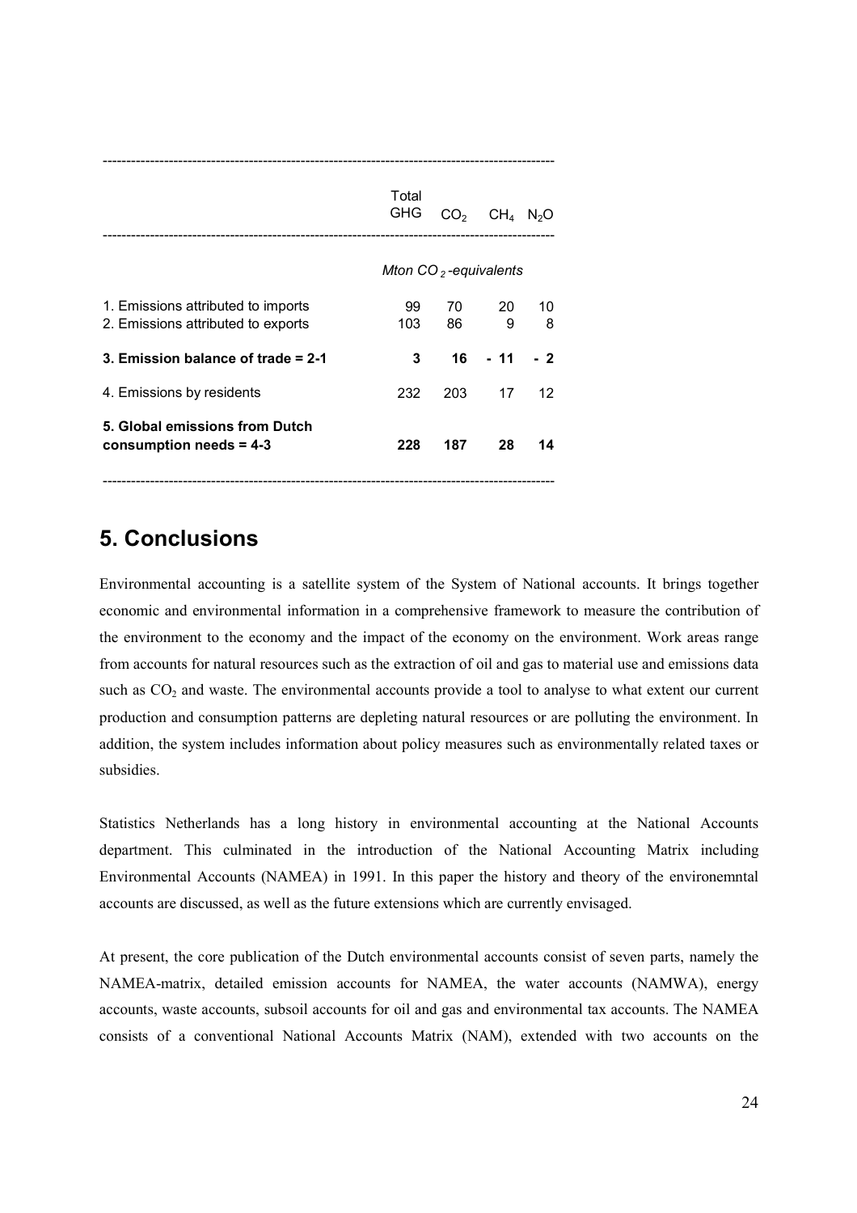| | Total GHG | $CO_2$ | $CH_4$ | $N_2O$ |
|---|---|---|---|---|
| | *Mton $CO_2$-equivalents* | | | |
| 1. Emissions attributed to imports | 99 | 70 | 20 | 10 |
| 2. Emissions attributed to exports | 103 | 86 | 9 | 8 |
| **3. Emission balance of trade = 2-1** | **3** | **16** | **- 11** | **- 2** |
| 4. Emissions by residents | 232 | 203 | 17 | 12 |
| **5. Global emissions from Dutch consumption needs = 4-3** | **228** | **187** | **28** | **14** |

## 5. Conclusions

Environmental accounting is a satellite system of the System of National accounts. It brings together economic and environmental information in a comprehensive framework to measure the contribution of the environment to the economy and the impact of the economy on the environment. Work areas range from accounts for natural resources such as the extraction of oil and gas to material use and emissions data such as $CO_2$ and waste. The environmental accounts provide a tool to analyse to what extent our current production and consumption patterns are depleting natural resources or are polluting the environment. In addition, the system includes information about policy measures such as environmentally related taxes or subsidies.

Statistics Netherlands has a long history in environmental accounting at the National Accounts department. This culminated in the introduction of the National Accounting Matrix including Environmental Accounts (NAMEA) in 1991. In this paper the history and theory of the environemntal accounts are discussed, as well as the future extensions which are currently envisaged.

At present, the core publication of the Dutch environmental accounts consist of seven parts, namely the NAMEA-matrix, detailed emission accounts for NAMEA, the water accounts (NAMWA), energy accounts, waste accounts, subsoil accounts for oil and gas and environmental tax accounts. The NAMEA consists of a conventional National Accounts Matrix (NAM), extended with two accounts on the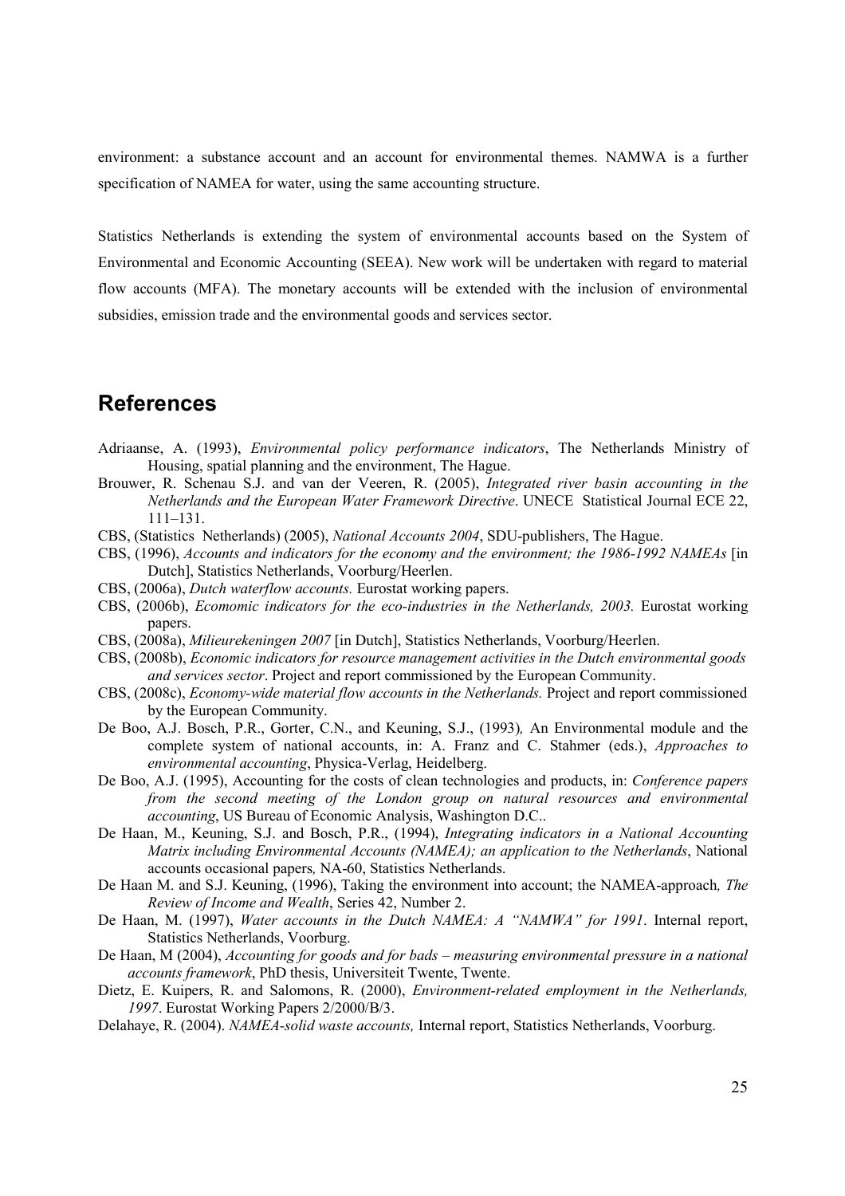environment: a substance account and an account for environmental themes. NAMWA is a further specification of NAMEA for water, using the same accounting structure.

Statistics Netherlands is extending the system of environmental accounts based on the System of Environmental and Economic Accounting (SEEA). New work will be undertaken with regard to material flow accounts (MFA). The monetary accounts will be extended with the inclusion of environmental subsidies, emission trade and the environmental goods and services sector.

## References

Adriaanse, A. (1993), *Environmental policy performance indicators*, The Netherlands Ministry of Housing, spatial planning and the environment, The Hague.

Brouwer, R. Schenau S.J. and van der Veeren, R. (2005), *Integrated river basin accounting in the Netherlands and the European Water Framework Directive*. UNECE Statistical Journal ECE 22, 111–131.

CBS, (Statistics Netherlands) (2005), *National Accounts 2004*, SDU-publishers, The Hague.

CBS, (1996), *Accounts and indicators for the economy and the environment; the 1986-1992 NAMEAs* [in Dutch], Statistics Netherlands, Voorburg/Heerlen.

CBS, (2006a), *Dutch waterflow accounts.* Eurostat working papers.

CBS, (2006b), *Ecomomic indicators for the eco-industries in the Netherlands, 2003.* Eurostat working papers.

CBS, (2008a), *Milieurekeningen 2007* [in Dutch], Statistics Netherlands, Voorburg/Heerlen.

CBS, (2008b), *Economic indicators for resource management activities in the Dutch environmental goods and services sector*. Project and report commissioned by the European Community.

CBS, (2008c), *Economy-wide material flow accounts in the Netherlands.* Project and report commissioned by the European Community.

De Boo, A.J. Bosch, P.R., Gorter, C.N., and Keuning, S.J., (1993)*,* An Environmental module and the complete system of national accounts, in: A. Franz and C. Stahmer (eds.), *Approaches to environmental accounting*, Physica-Verlag, Heidelberg.

De Boo, A.J. (1995), Accounting for the costs of clean technologies and products, in: *Conference papers from the second meeting of the London group on natural resources and environmental accounting*, US Bureau of Economic Analysis, Washington D.C..

De Haan, M., Keuning, S.J. and Bosch, P.R., (1994), *Integrating indicators in a National Accounting Matrix including Environmental Accounts (NAMEA); an application to the Netherlands*, National accounts occasional papers*,* NA-60, Statistics Netherlands.

De Haan M. and S.J. Keuning, (1996), Taking the environment into account; the NAMEA-approach*, The Review of Income and Wealth*, Series 42, Number 2.

De Haan, M. (1997), *Water accounts in the Dutch NAMEA: A "NAMWA" for 1991*. Internal report, Statistics Netherlands, Voorburg.

De Haan, M (2004), *Accounting for goods and for bads – measuring environmental pressure in a national accounts framework*, PhD thesis, Universiteit Twente, Twente.

Dietz, E. Kuipers, R. and Salomons, R. (2000), *Environment-related employment in the Netherlands, 1997*. Eurostat Working Papers 2/2000/B/3.

Delahaye, R. (2004). *NAMEA-solid waste accounts,* Internal report, Statistics Netherlands, Voorburg.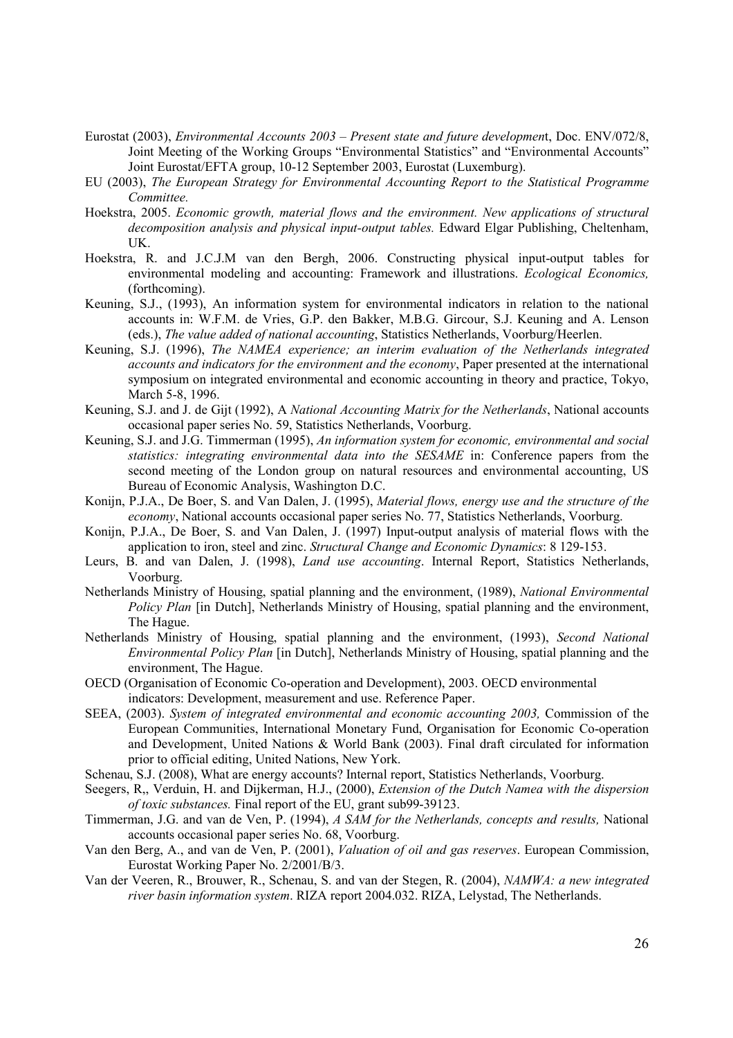Eurostat (2003), *Environmental Accounts 2003 – Present state and future development*, Doc. ENV/072/8, Joint Meeting of the Working Groups "Environmental Statistics" and "Environmental Accounts" Joint Eurostat/EFTA group, 10-12 September 2003, Eurostat (Luxemburg).

EU (2003), *The European Strategy for Environmental Accounting Report to the Statistical Programme Committee.*

Hoekstra, 2005. *Economic growth, material flows and the environment. New applications of structural decomposition analysis and physical input-output tables.* Edward Elgar Publishing, Cheltenham, UK.

Hoekstra, R. and J.C.J.M van den Bergh, 2006. Constructing physical input-output tables for environmental modeling and accounting: Framework and illustrations. *Ecological Economics,* (forthcoming).

Keuning, S.J., (1993), An information system for environmental indicators in relation to the national accounts in: W.F.M. de Vries, G.P. den Bakker, M.B.G. Gircour, S.J. Keuning and A. Lenson (eds.), *The value added of national accounting*, Statistics Netherlands, Voorburg/Heerlen.

Keuning, S.J. (1996), *The NAMEA experience; an interim evaluation of the Netherlands integrated accounts and indicators for the environment and the economy*, Paper presented at the international symposium on integrated environmental and economic accounting in theory and practice, Tokyo, March 5-8, 1996.

Keuning, S.J. and J. de Gijt (1992), A *National Accounting Matrix for the Netherlands*, National accounts occasional paper series No. 59, Statistics Netherlands, Voorburg.

Keuning, S.J. and J.G. Timmerman (1995), *An information system for economic, environmental and social statistics: integrating environmental data into the SESAME* in: Conference papers from the second meeting of the London group on natural resources and environmental accounting, US Bureau of Economic Analysis, Washington D.C.

Konijn, P.J.A., De Boer, S. and Van Dalen, J. (1995), *Material flows, energy use and the structure of the economy*, National accounts occasional paper series No. 77, Statistics Netherlands, Voorburg.

Konijn, P.J.A., De Boer, S. and Van Dalen, J. (1997) Input-output analysis of material flows with the application to iron, steel and zinc. *Structural Change and Economic Dynamics*: 8 129-153.

Leurs, B. and van Dalen, J. (1998), *Land use accounting*. Internal Report, Statistics Netherlands, Voorburg.

Netherlands Ministry of Housing, spatial planning and the environment, (1989), *National Environmental Policy Plan* [in Dutch], Netherlands Ministry of Housing, spatial planning and the environment, The Hague.

Netherlands Ministry of Housing, spatial planning and the environment, (1993), *Second National Environmental Policy Plan* [in Dutch], Netherlands Ministry of Housing, spatial planning and the environment, The Hague.

OECD (Organisation of Economic Co-operation and Development), 2003. OECD environmental indicators: Development, measurement and use. Reference Paper.

SEEA, (2003). *System of integrated environmental and economic accounting 2003,* Commission of the European Communities, International Monetary Fund, Organisation for Economic Co-operation and Development, United Nations & World Bank (2003). Final draft circulated for information prior to official editing, United Nations, New York.

Schenau, S.J. (2008), What are energy accounts? Internal report, Statistics Netherlands, Voorburg.

Seegers, R,, Verduin, H. and Dijkerman, H.J., (2000), *Extension of the Dutch Namea with the dispersion of toxic substances.* Final report of the EU, grant sub99-39123.

Timmerman, J.G. and van de Ven, P. (1994), *A SAM for the Netherlands, concepts and results,* National accounts occasional paper series No. 68, Voorburg.

Van den Berg, A., and van de Ven, P. (2001), *Valuation of oil and gas reserves*. European Commission, Eurostat Working Paper No. 2/2001/B/3.

Van der Veeren, R., Brouwer, R., Schenau, S. and van der Stegen, R. (2004), *NAMWA: a new integrated river basin information system*. RIZA report 2004.032. RIZA, Lelystad, The Netherlands.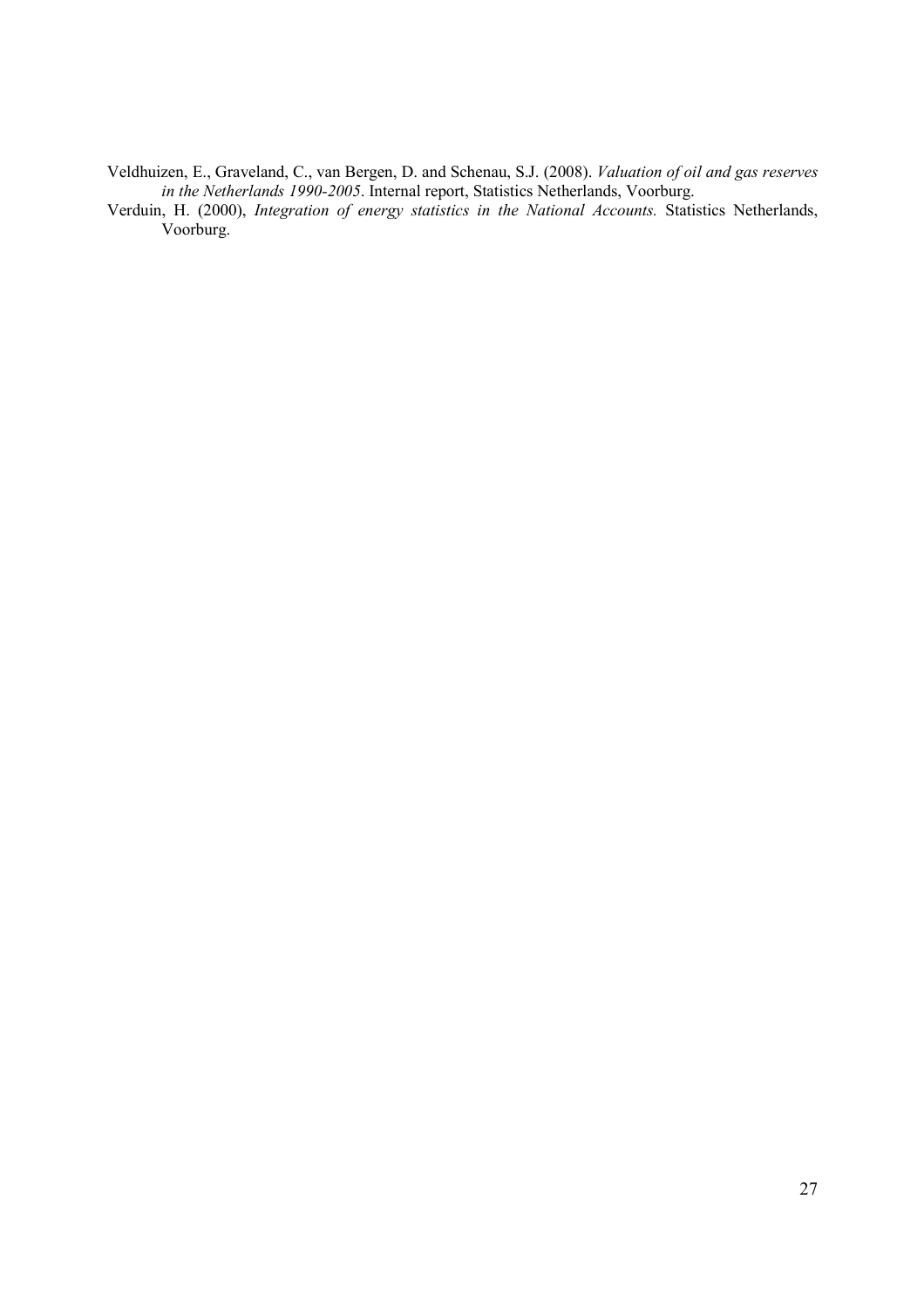Veldhuizen, E., Graveland, C., van Bergen, D. and Schenau, S.J. (2008). *Valuation of oil and gas reserves in the Netherlands 1990-2005*. Internal report, Statistics Netherlands, Voorburg.

Verduin, H. (2000), *Integration of energy statistics in the National Accounts.* Statistics Netherlands, Voorburg.